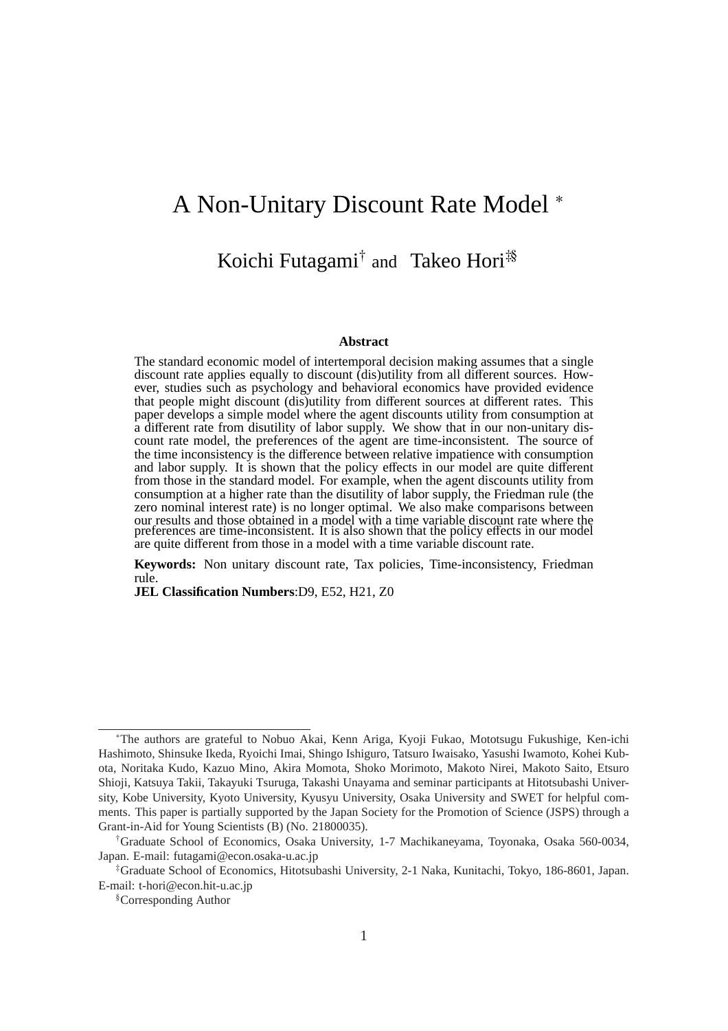# A Non-Unitary Discount Rate Model [*]

Koichi Futagami[†] and Takeo Hori[‡§]

**Abstract**

The standard economic model of intertemporal decision making assumes that a single discount rate applies equally to discount (dis)utility from all different sources. However, studies such as psychology and behavioral economics have provided evidence that people might discount (dis)utility from different sources at different rates. This paper develops a simple model where the agent discounts utility from consumption at a different rate from disutility of labor supply. We show that in our non-unitary discount rate model, the preferences of the agent are time-inconsistent. The source of the time inconsistency is the difference between relative impatience with consumption and labor supply. It is shown that the policy effects in our model are quite different from those in the standard model. For example, when the agent discounts utility from consumption at a higher rate than the disutility of labor supply, the Friedman rule (the zero nominal interest rate) is no longer optimal. We also make comparisons between our results and those obtained in a model with a time variable discount rate where the preferences are time-inconsistent. It is also shown that the policy effects in our model are quite different from those in a model with a time variable discount rate.

**Keywords:** Non unitary discount rate, Tax policies, Time-inconsistency, Friedman rule.
**JEL Classification Numbers**:D9, E52, H21, Z0

---

[*] The authors are grateful to Nobuo Akai, Kenn Ariga, Kyoji Fukao, Mototsugu Fukushige, Ken-ichi Hashimoto, Shinsuke Ikeda, Ryoichi Imai, Shingo Ishiguro, Tatsuro Iwaisako, Yasushi Iwamoto, Kohei Kubota, Noritaka Kudo, Kazuo Mino, Akira Momota, Shoko Morimoto, Makoto Nirei, Makoto Saito, Etsuro Shioji, Katsuya Takii, Takayuki Tsuruga, Takashi Unayama and seminar participants at Hitotsubashi University, Kobe University, Kyoto University, Kyusyu University, Osaka University and SWET for helpful comments. This paper is partially supported by the Japan Society for the Promotion of Science (JSPS) through a Grant-in-Aid for Young Scientists (B) (No. 21800035).

[†] Graduate School of Economics, Osaka University, 1-7 Machikaneyama, Toyonaka, Osaka 560-0034, Japan. E-mail: futagami@econ.osaka-u.ac.jp

[‡] Graduate School of Economics, Hitotsubashi University, 2-1 Naka, Kunitachi, Tokyo, 186-8601, Japan. E-mail: t-hori@econ.hit-u.ac.jp

[§] Corresponding Author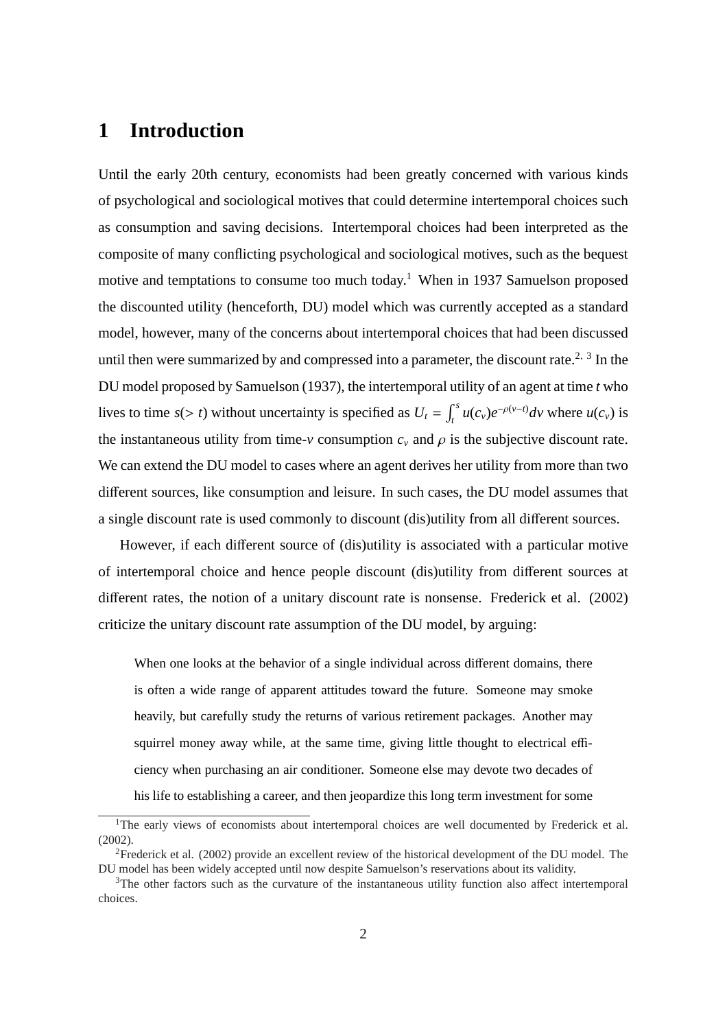# 1 Introduction

Until the early 20th century, economists had been greatly concerned with various kinds of psychological and sociological motives that could determine intertemporal choices such as consumption and saving decisions. Intertemporal choices had been interpreted as the composite of many conflicting psychological and sociological motives, such as the bequest motive and temptations to consume too much today.[1] When in 1937 Samuelson proposed the discounted utility (henceforth, DU) model which was currently accepted as a standard model, however, many of the concerns about intertemporal choices that had been discussed until then were summarized by and compressed into a parameter, the discount rate.[2, 3] In the DU model proposed by Samuelson (1937), the intertemporal utility of an agent at time $t$ who lives to time $s(> t)$ without uncertainty is specified as $U_t = \int_t^s u(c_v)e^{-\rho(v-t)}dv$ where $u(c_v)$ is the instantaneous utility from time-$v$ consumption $c_v$ and $\rho$ is the subjective discount rate. We can extend the DU model to cases where an agent derives her utility from more than two different sources, like consumption and leisure. In such cases, the DU model assumes that a single discount rate is used commonly to discount (dis)utility from all different sources.

However, if each different source of (dis)utility is associated with a particular motive of intertemporal choice and hence people discount (dis)utility from different sources at different rates, the notion of a unitary discount rate is nonsense. Frederick et al. (2002) criticize the unitary discount rate assumption of the DU model, by arguing:

> When one looks at the behavior of a single individual across different domains, there is often a wide range of apparent attitudes toward the future. Someone may smoke heavily, but carefully study the returns of various retirement packages. Another may squirrel money away while, at the same time, giving little thought to electrical efficiency when purchasing an air conditioner. Someone else may devote two decades of his life to establishing a career, and then jeopardize this long term investment for some

[1] The early views of economists about intertemporal choices are well documented by Frederick et al. (2002).

[2] Frederick et al. (2002) provide an excellent review of the historical development of the DU model. The DU model has been widely accepted until now despite Samuelson's reservations about its validity.

[3] The other factors such as the curvature of the instantaneous utility function also affect intertemporal choices.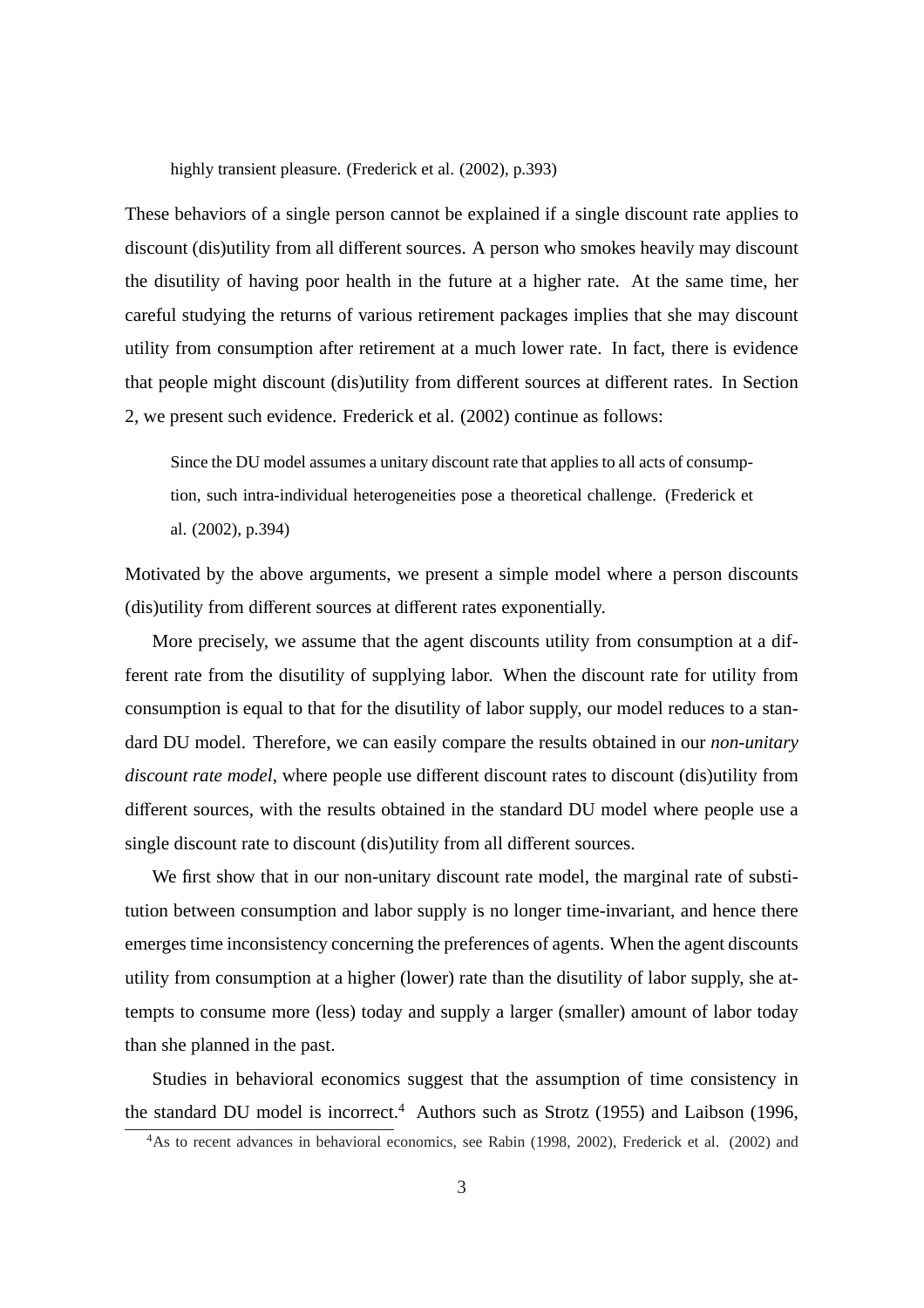> highly transient pleasure. (Frederick et al. (2002), p.393)

These behaviors of a single person cannot be explained if a single discount rate applies to discount (dis)utility from all different sources. A person who smokes heavily may discount the disutility of having poor health in the future at a higher rate. At the same time, her careful studying the returns of various retirement packages implies that she may discount utility from consumption after retirement at a much lower rate. In fact, there is evidence that people might discount (dis)utility from different sources at different rates. In Section 2, we present such evidence. Frederick et al. (2002) continue as follows:

> Since the DU model assumes a unitary discount rate that applies to all acts of consumption, such intra-individual heterogeneities pose a theoretical challenge. (Frederick et al. (2002), p.394)

Motivated by the above arguments, we present a simple model where a person discounts (dis)utility from different sources at different rates exponentially.

More precisely, we assume that the agent discounts utility from consumption at a different rate from the disutility of supplying labor. When the discount rate for utility from consumption is equal to that for the disutility of labor supply, our model reduces to a standard DU model. Therefore, we can easily compare the results obtained in our *non-unitary discount rate model*, where people use different discount rates to discount (dis)utility from different sources, with the results obtained in the standard DU model where people use a single discount rate to discount (dis)utility from all different sources.

We first show that in our non-unitary discount rate model, the marginal rate of substitution between consumption and labor supply is no longer time-invariant, and hence there emerges time inconsistency concerning the preferences of agents. When the agent discounts utility from consumption at a higher (lower) rate than the disutility of labor supply, she attempts to consume more (less) today and supply a larger (smaller) amount of labor today than she planned in the past.

Studies in behavioral economics suggest that the assumption of time consistency in the standard DU model is incorrect.[4] Authors such as Strotz (1955) and Laibson (1996,

[4] As to recent advances in behavioral economics, see Rabin (1998, 2002), Frederick et al. (2002) and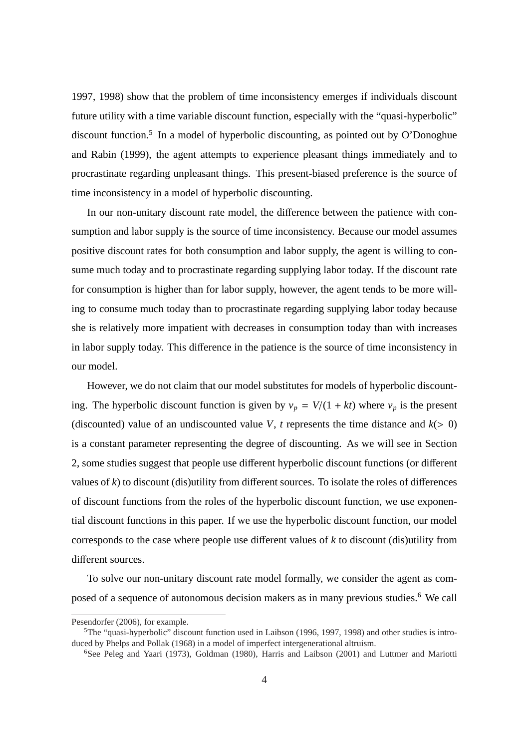1997, 1998) show that the problem of time inconsistency emerges if individuals discount future utility with a time variable discount function, especially with the "quasi-hyperbolic" discount function.[5] In a model of hyperbolic discounting, as pointed out by O'Donoghue and Rabin (1999), the agent attempts to experience pleasant things immediately and to procrastinate regarding unpleasant things. This present-biased preference is the source of time inconsistency in a model of hyperbolic discounting.

In our non-unitary discount rate model, the difference between the patience with consumption and labor supply is the source of time inconsistency. Because our model assumes positive discount rates for both consumption and labor supply, the agent is willing to consume much today and to procrastinate regarding supplying labor today. If the discount rate for consumption is higher than for labor supply, however, the agent tends to be more willing to consume much today than to procrastinate regarding supplying labor today because she is relatively more impatient with decreases in consumption today than with increases in labor supply today. This difference in the patience is the source of time inconsistency in our model.

However, we do not claim that our model substitutes for models of hyperbolic discounting. The hyperbolic discount function is given by $v_p = V/(1 + kt)$ where $v_p$ is the present (discounted) value of an undiscounted value $V$, $t$ represents the time distance and $k(> 0)$ is a constant parameter representing the degree of discounting. As we will see in Section 2, some studies suggest that people use different hyperbolic discount functions (or different values of $k$) to discount (dis)utility from different sources. To isolate the roles of differences of discount functions from the roles of the hyperbolic discount function, we use exponential discount functions in this paper. If we use the hyperbolic discount function, our model corresponds to the case where people use different values of $k$ to discount (dis)utility from different sources.

To solve our non-unitary discount rate model formally, we consider the agent as composed of a sequence of autonomous decision makers as in many previous studies.[6] We call

Pesendorfer (2006), for example.

[5]The "quasi-hyperbolic" discount function used in Laibson (1996, 1997, 1998) and other studies is introduced by Phelps and Pollak (1968) in a model of imperfect intergenerational altruism.

[6]See Peleg and Yaari (1973), Goldman (1980), Harris and Laibson (2001) and Luttmer and Mariotti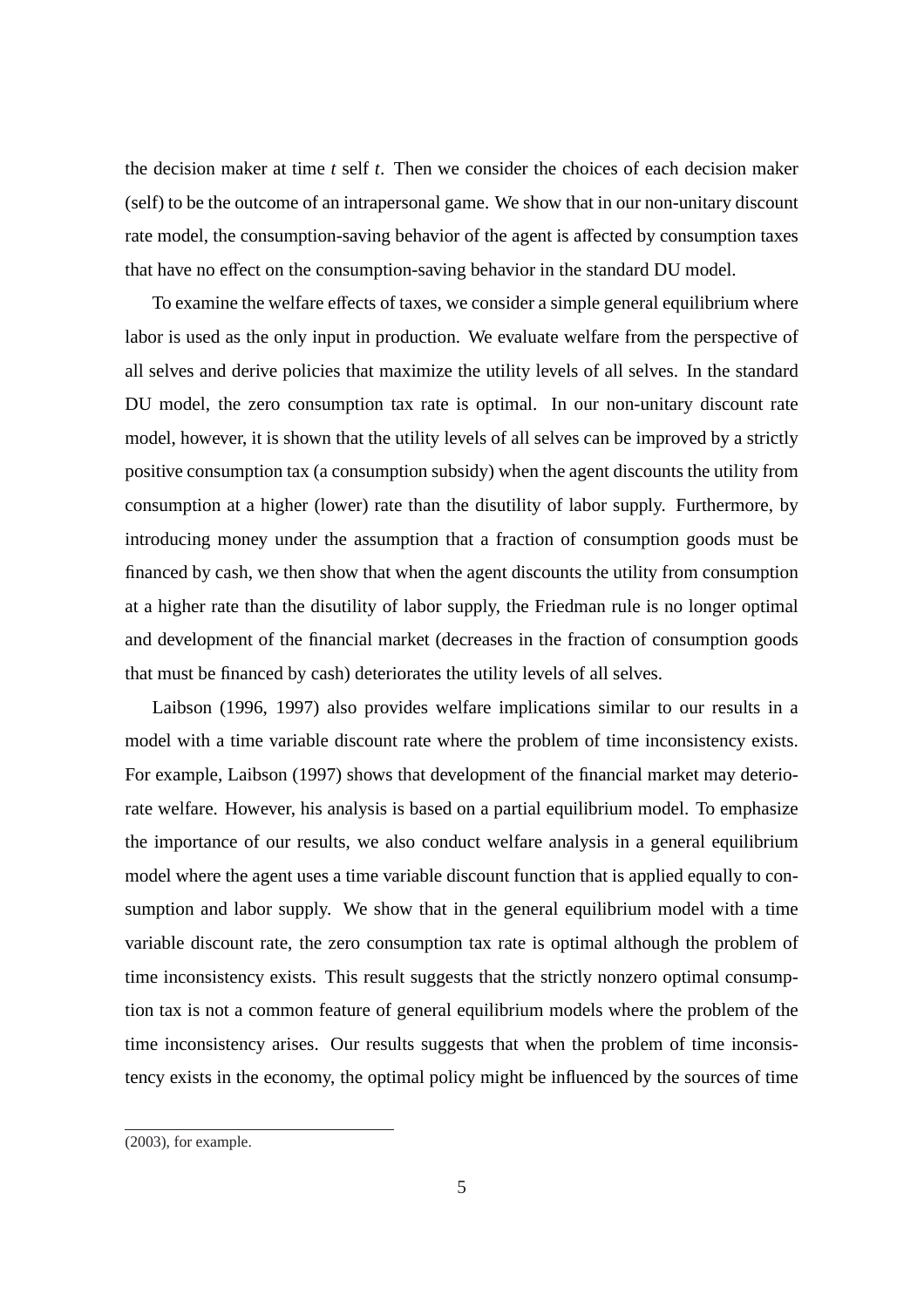the decision maker at time $t$ self $t$. Then we consider the choices of each decision maker (self) to be the outcome of an intrapersonal game. We show that in our non-unitary discount rate model, the consumption-saving behavior of the agent is affected by consumption taxes that have no effect on the consumption-saving behavior in the standard DU model.

To examine the welfare effects of taxes, we consider a simple general equilibrium where labor is used as the only input in production. We evaluate welfare from the perspective of all selves and derive policies that maximize the utility levels of all selves. In the standard DU model, the zero consumption tax rate is optimal. In our non-unitary discount rate model, however, it is shown that the utility levels of all selves can be improved by a strictly positive consumption tax (a consumption subsidy) when the agent discounts the utility from consumption at a higher (lower) rate than the disutility of labor supply. Furthermore, by introducing money under the assumption that a fraction of consumption goods must be financed by cash, we then show that when the agent discounts the utility from consumption at a higher rate than the disutility of labor supply, the Friedman rule is no longer optimal and development of the financial market (decreases in the fraction of consumption goods that must be financed by cash) deteriorates the utility levels of all selves.

Laibson (1996, 1997) also provides welfare implications similar to our results in a model with a time variable discount rate where the problem of time inconsistency exists. For example, Laibson (1997) shows that development of the financial market may deteriorate welfare. However, his analysis is based on a partial equilibrium model. To emphasize the importance of our results, we also conduct welfare analysis in a general equilibrium model where the agent uses a time variable discount function that is applied equally to consumption and labor supply. We show that in the general equilibrium model with a time variable discount rate, the zero consumption tax rate is optimal although the problem of time inconsistency exists. This result suggests that the strictly nonzero optimal consumption tax is not a common feature of general equilibrium models where the problem of the time inconsistency arises. Our results suggests that when the problem of time inconsistency exists in the economy, the optimal policy might be influenced by the sources of time

(2003), for example.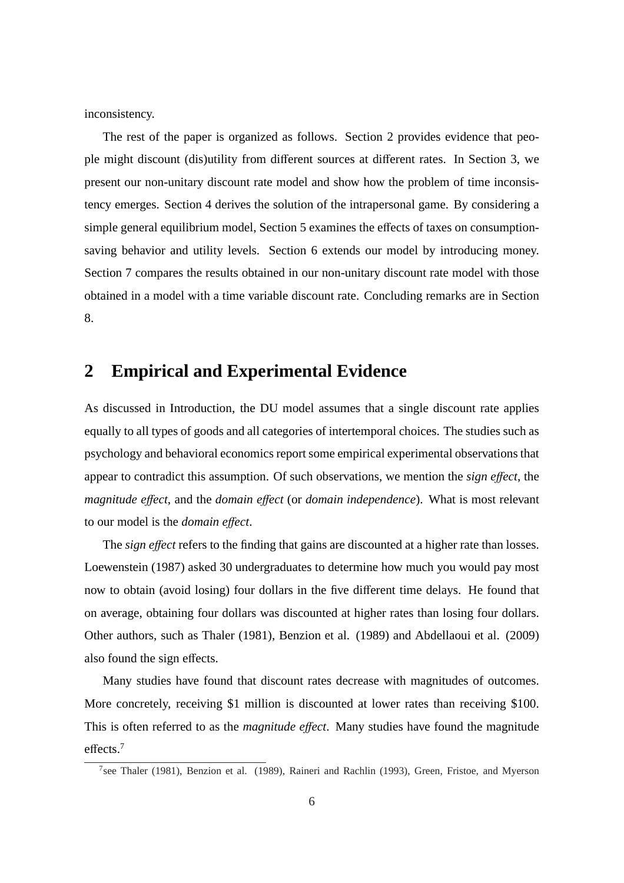inconsistency.

The rest of the paper is organized as follows. Section 2 provides evidence that people might discount (dis)utility from different sources at different rates. In Section 3, we present our non-unitary discount rate model and show how the problem of time inconsistency emerges. Section 4 derives the solution of the intrapersonal game. By considering a simple general equilibrium model, Section 5 examines the effects of taxes on consumption-saving behavior and utility levels. Section 6 extends our model by introducing money. Section 7 compares the results obtained in our non-unitary discount rate model with those obtained in a model with a time variable discount rate. Concluding remarks are in Section 8.

## 2 Empirical and Experimental Evidence

As discussed in Introduction, the DU model assumes that a single discount rate applies equally to all types of goods and all categories of intertemporal choices. The studies such as psychology and behavioral economics report some empirical experimental observations that appear to contradict this assumption. Of such observations, we mention the *sign effect*, the *magnitude effect*, and the *domain effect* (or *domain independence*). What is most relevant to our model is the *domain effect*.

The *sign effect* refers to the finding that gains are discounted at a higher rate than losses. Loewenstein (1987) asked 30 undergraduates to determine how much you would pay most now to obtain (avoid losing) four dollars in the five different time delays. He found that on average, obtaining four dollars was discounted at higher rates than losing four dollars. Other authors, such as Thaler (1981), Benzion et al. (1989) and Abdellaoui et al. (2009) also found the sign effects.

Many studies have found that discount rates decrease with magnitudes of outcomes. More concretely, receiving \$1 million is discounted at lower rates than receiving \$100. This is often referred to as the *magnitude effect*. Many studies have found the magnitude effects.[7]

[7]see Thaler (1981), Benzion et al. (1989), Raineri and Rachlin (1993), Green, Fristoe, and Myerson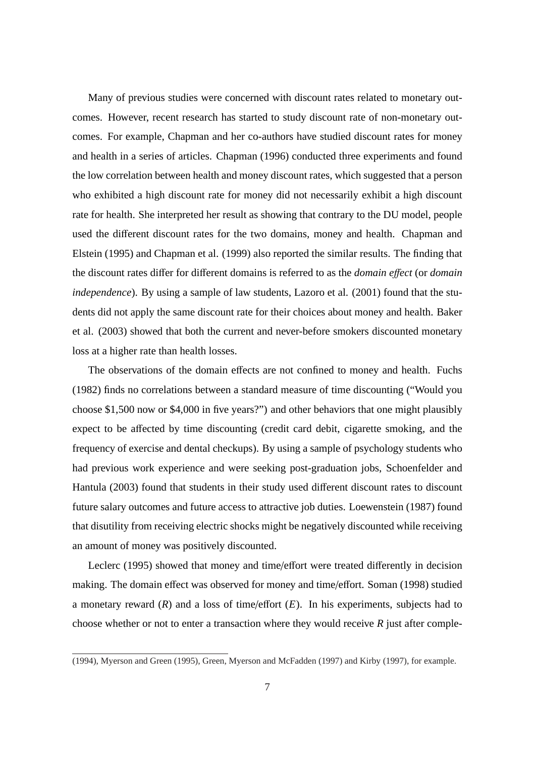Many of previous studies were concerned with discount rates related to monetary outcomes. However, recent research has started to study discount rate of non-monetary outcomes. For example, Chapman and her co-authors have studied discount rates for money and health in a series of articles. Chapman (1996) conducted three experiments and found the low correlation between health and money discount rates, which suggested that a person who exhibited a high discount rate for money did not necessarily exhibit a high discount rate for health. She interpreted her result as showing that contrary to the DU model, people used the different discount rates for the two domains, money and health. Chapman and Elstein (1995) and Chapman et al. (1999) also reported the similar results. The finding that the discount rates differ for different domains is referred to as the *domain effect* (or *domain independence*). By using a sample of law students, Lazoro et al. (2001) found that the students did not apply the same discount rate for their choices about money and health. Baker et al. (2003) showed that both the current and never-before smokers discounted monetary loss at a higher rate than health losses.

The observations of the domain effects are not confined to money and health. Fuchs (1982) finds no correlations between a standard measure of time discounting ("Would you choose $1,500 now or $4,000 in five years?") and other behaviors that one might plausibly expect to be affected by time discounting (credit card debit, cigarette smoking, and the frequency of exercise and dental checkups). By using a sample of psychology students who had previous work experience and were seeking post-graduation jobs, Schoenfelder and Hantula (2003) found that students in their study used different discount rates to discount future salary outcomes and future access to attractive job duties. Loewenstein (1987) found that disutility from receiving electric shocks might be negatively discounted while receiving an amount of money was positively discounted.

Leclerc (1995) showed that money and time/effort were treated differently in decision making. The domain effect was observed for money and time/effort. Soman (1998) studied a monetary reward ($R$) and a loss of time/effort ($E$). In his experiments, subjects had to choose whether or not to enter a transaction where they would receive $R$ just after comple-

(1994), Myerson and Green (1995), Green, Myerson and McFadden (1997) and Kirby (1997), for example.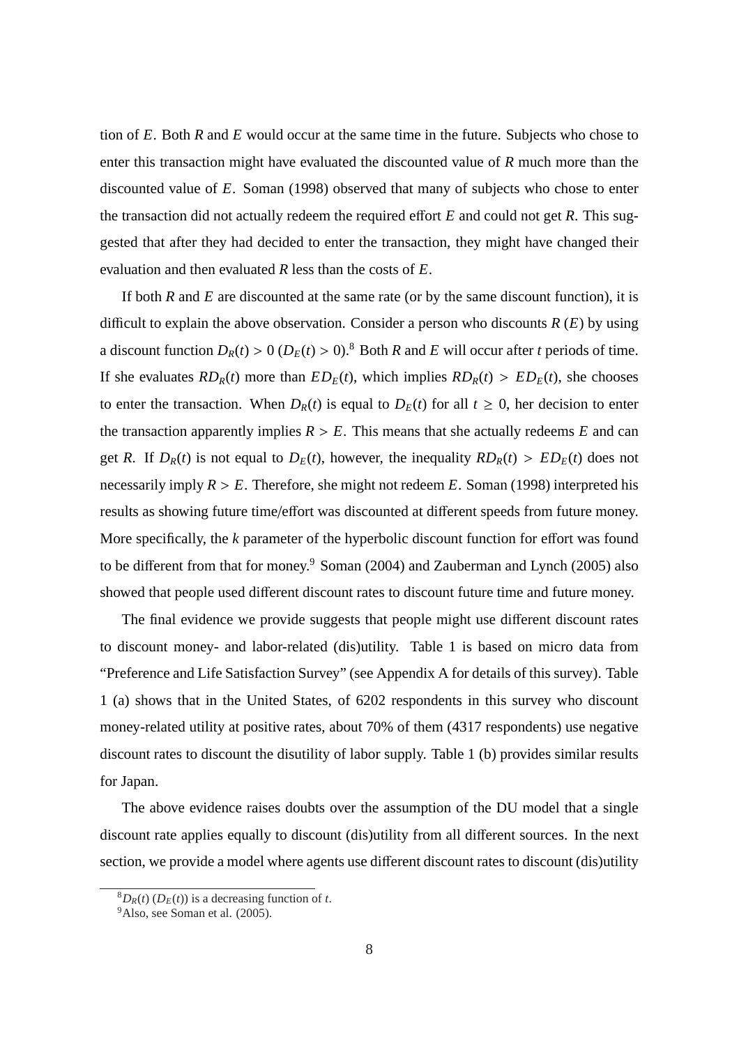tion of $E$. Both $R$ and $E$ would occur at the same time in the future. Subjects who chose to enter this transaction might have evaluated the discounted value of $R$ much more than the discounted value of $E$. Soman (1998) observed that many of subjects who chose to enter the transaction did not actually redeem the required effort $E$ and could not get $R$. This suggested that after they had decided to enter the transaction, they might have changed their evaluation and then evaluated $R$ less than the costs of $E$.

If both $R$ and $E$ are discounted at the same rate (or by the same discount function), it is difficult to explain the above observation. Consider a person who discounts $R$ ($E$) by using a discount function $D_R(t) > 0$ ($D_E(t) > 0$).[8] Both $R$ and $E$ will occur after $t$ periods of time. If she evaluates $RD_R(t)$ more than $ED_E(t)$, which implies $RD_R(t) > ED_E(t)$, she chooses to enter the transaction. When $D_R(t)$ is equal to $D_E(t)$ for all $t \geq 0$, her decision to enter the transaction apparently implies $R > E$. This means that she actually redeems $E$ and can get $R$. If $D_R(t)$ is not equal to $D_E(t)$, however, the inequality $RD_R(t) > ED_E(t)$ does not necessarily imply $R > E$. Therefore, she might not redeem $E$. Soman (1998) interpreted his results as showing future time/effort was discounted at different speeds from future money. More specifically, the $k$ parameter of the hyperbolic discount function for effort was found to be different from that for money.[9] Soman (2004) and Zauberman and Lynch (2005) also showed that people used different discount rates to discount future time and future money.

The final evidence we provide suggests that people might use different discount rates to discount money- and labor-related (dis)utility. Table 1 is based on micro data from "Preference and Life Satisfaction Survey" (see Appendix A for details of this survey). Table 1 (a) shows that in the United States, of 6202 respondents in this survey who discount money-related utility at positive rates, about 70% of them (4317 respondents) use negative discount rates to discount the disutility of labor supply. Table 1 (b) provides similar results for Japan.

The above evidence raises doubts over the assumption of the DU model that a single discount rate applies equally to discount (dis)utility from all different sources. In the next section, we provide a model where agents use different discount rates to discount (dis)utility

[8] $D_R(t)$ ($D_E(t)$) is a decreasing function of $t$.

[9] Also, see Soman et al. (2005).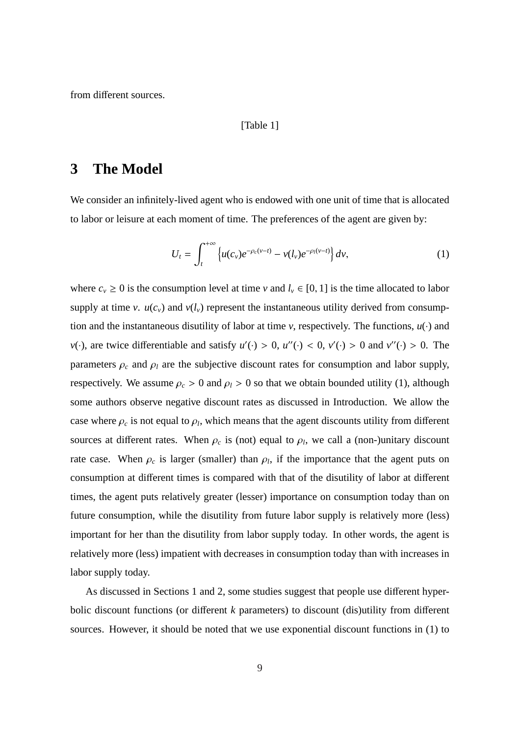from different sources.

[Table 1]

# 3 The Model

We consider an infinitely-lived agent who is endowed with one unit of time that is allocated to labor or leisure at each moment of time. The preferences of the agent are given by:

$$U_t = \int_t^{+\infty} \left\{ u(c_v)e^{-\rho_c(v-t)} - v(l_v)e^{-\rho_l(v-t)} \right\} dv, \tag{1}$$

where $c_v \geq 0$ is the consumption level at time $v$ and $l_v \in [0, 1]$ is the time allocated to labor supply at time $v$. $u(c_v)$ and $v(l_v)$ represent the instantaneous utility derived from consumption and the instantaneous disutility of labor at time $v$, respectively. The functions, $u(\cdot)$ and $v(\cdot)$, are twice differentiable and satisfy $u'(\cdot) > 0$, $u''(\cdot) < 0$, $v'(\cdot) > 0$ and $v''(\cdot) > 0$. The parameters $\rho_c$ and $\rho_l$ are the subjective discount rates for consumption and labor supply, respectively. We assume $\rho_c > 0$ and $\rho_l > 0$ so that we obtain bounded utility (1), although some authors observe negative discount rates as discussed in Introduction. We allow the case where $\rho_c$ is not equal to $\rho_l$, which means that the agent discounts utility from different sources at different rates. When $\rho_c$ is (not) equal to $\rho_l$, we call a (non-)unitary discount rate case. When $\rho_c$ is larger (smaller) than $\rho_l$, if the importance that the agent puts on consumption at different times is compared with that of the disutility of labor at different times, the agent puts relatively greater (lesser) importance on consumption today than on future consumption, while the disutility from future labor supply is relatively more (less) important for her than the disutility from labor supply today. In other words, the agent is relatively more (less) impatient with decreases in consumption today than with increases in labor supply today.

As discussed in Sections 1 and 2, some studies suggest that people use different hyperbolic discount functions (or different $k$ parameters) to discount (dis)utility from different sources. However, it should be noted that we use exponential discount functions in (1) to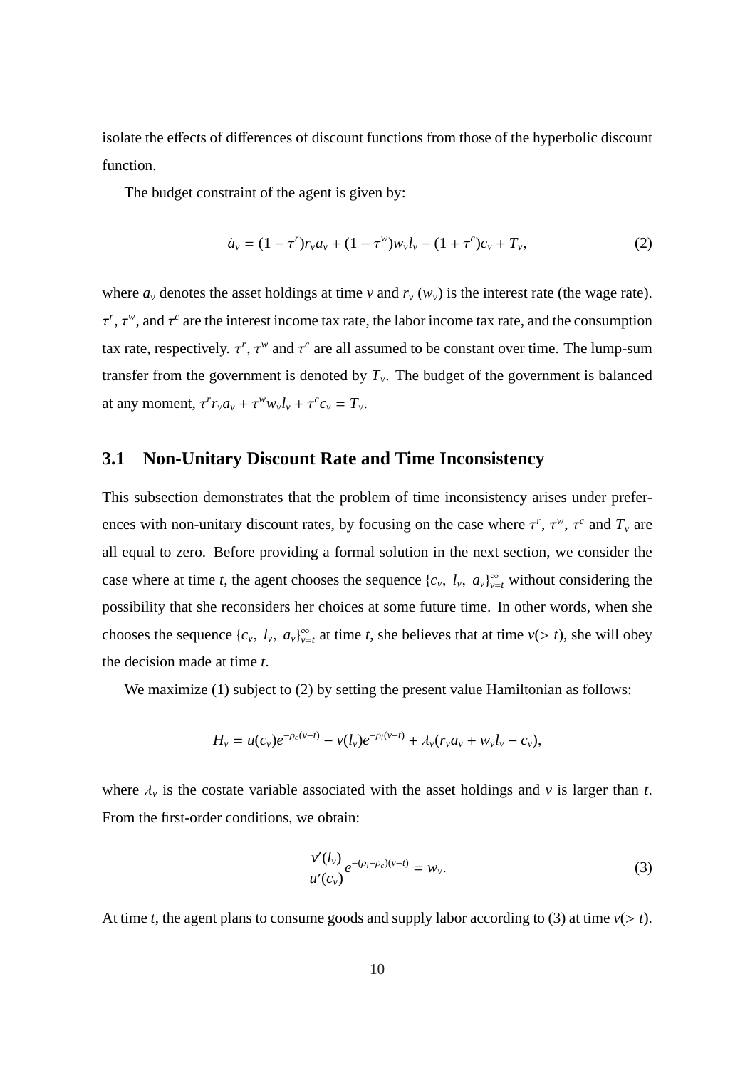isolate the effects of differences of discount functions from those of the hyperbolic discount function.

The budget constraint of the agent is given by:

$$\dot{a}_v = (1 - \tau^r) r_v a_v + (1 - \tau^w) w_v l_v - (1 + \tau^c) c_v + T_v, \tag{2}$$

where $a_v$ denotes the asset holdings at time $v$ and $r_v$ ($w_v$) is the interest rate (the wage rate). $\tau^r$, $\tau^w$, and $\tau^c$ are the interest income tax rate, the labor income tax rate, and the consumption tax rate, respectively. $\tau^r$, $\tau^w$ and $\tau^c$ are all assumed to be constant over time. The lump-sum transfer from the government is denoted by $T_v$. The budget of the government is balanced at any moment, $\tau^r r_v a_v + \tau^w w_v l_v + \tau^c c_v = T_v$.

## 3.1 Non-Unitary Discount Rate and Time Inconsistency

This subsection demonstrates that the problem of time inconsistency arises under preferences with non-unitary discount rates, by focusing on the case where $\tau^r$, $\tau^w$, $\tau^c$ and $T_v$ are all equal to zero. Before providing a formal solution in the next section, we consider the case where at time $t$, the agent chooses the sequence $\{c_v,\ l_v,\ a_v\}_{v=t}^{\infty}$ without considering the possibility that she reconsiders her choices at some future time. In other words, when she chooses the sequence $\{c_v,\ l_v,\ a_v\}_{v=t}^{\infty}$ at time $t$, she believes that at time $v(> t)$, she will obey the decision made at time $t$.

We maximize (1) subject to (2) by setting the present value Hamiltonian as follows:

$$H_v = u(c_v) e^{-\rho_c (v-t)} - v(l_v) e^{-\rho_l (v-t)} + \lambda_v (r_v a_v + w_v l_v - c_v),$$

where $\lambda_v$ is the costate variable associated with the asset holdings and $v$ is larger than $t$. From the first-order conditions, we obtain:

$$\frac{v'(l_v)}{u'(c_v)} e^{-(\rho_l - \rho_c)(v-t)} = w_v. \tag{3}$$

At time $t$, the agent plans to consume goods and supply labor according to (3) at time $v(> t)$.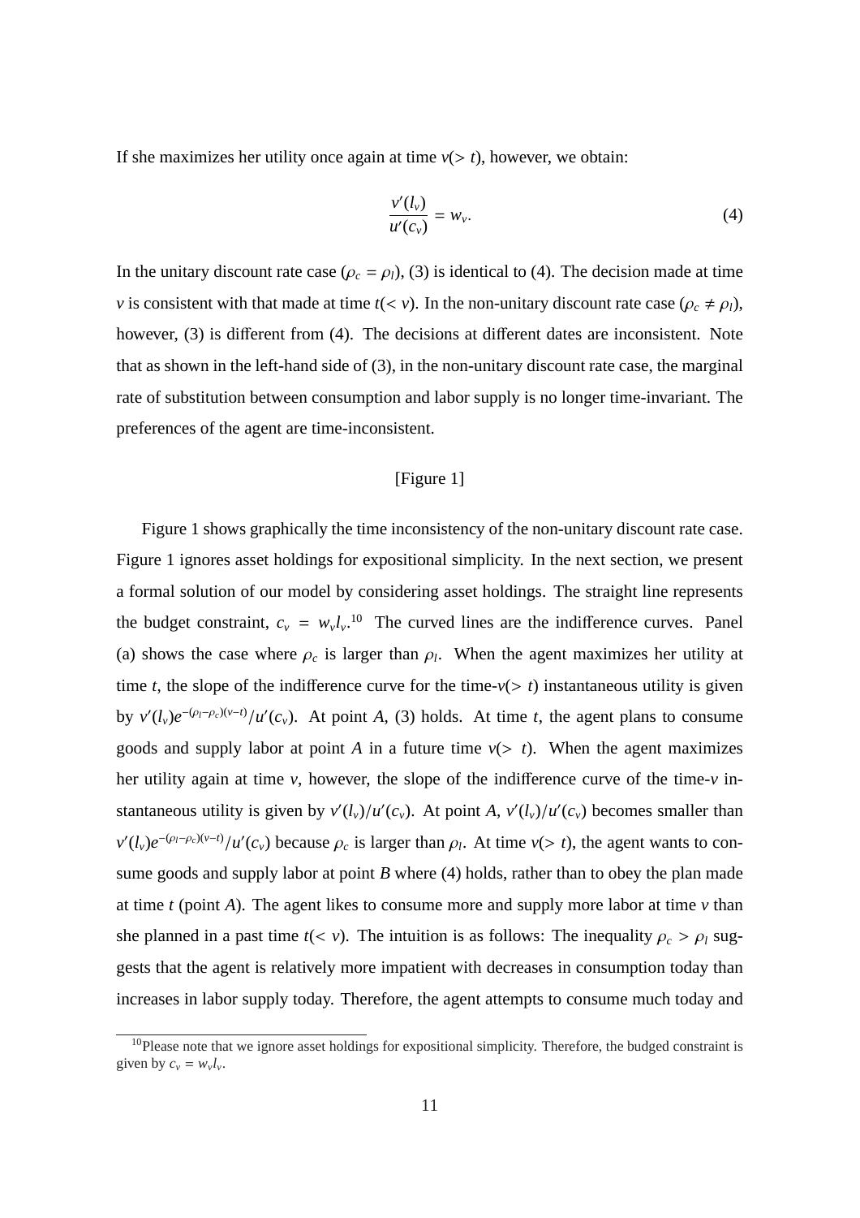If she maximizes her utility once again at time $v(> t)$, however, we obtain:

$$\frac{v'(l_v)}{u'(c_v)} = w_v. \tag{4}$$

In the unitary discount rate case ($\rho_c = \rho_l$), (3) is identical to (4). The decision made at time $v$ is consistent with that made at time $t(< v)$. In the non-unitary discount rate case ($\rho_c \neq \rho_l$), however, (3) is different from (4). The decisions at different dates are inconsistent. Note that as shown in the left-hand side of (3), in the non-unitary discount rate case, the marginal rate of substitution between consumption and labor supply is no longer time-invariant. The preferences of the agent are time-inconsistent.

[Figure 1]

Figure 1 shows graphically the time inconsistency of the non-unitary discount rate case. Figure 1 ignores asset holdings for expositional simplicity. In the next section, we present a formal solution of our model by considering asset holdings. The straight line represents the budget constraint, $c_v = w_v l_v$.[10] The curved lines are the indifference curves. Panel (a) shows the case where $\rho_c$ is larger than $\rho_l$. When the agent maximizes her utility at time $t$, the slope of the indifference curve for the time-$v(> t)$ instantaneous utility is given by $v'(l_v)e^{-(\rho_l-\rho_c)(v-t)}/u'(c_v)$. At point $A$, (3) holds. At time $t$, the agent plans to consume goods and supply labor at point $A$ in a future time $v(> t)$. When the agent maximizes her utility again at time $v$, however, the slope of the indifference curve of the time-$v$ instantaneous utility is given by $v'(l_v)/u'(c_v)$. At point $A$, $v'(l_v)/u'(c_v)$ becomes smaller than $v'(l_v)e^{-(\rho_l-\rho_c)(v-t)}/u'(c_v)$ because $\rho_c$ is larger than $\rho_l$. At time $v(> t)$, the agent wants to consume goods and supply labor at point $B$ where (4) holds, rather than to obey the plan made at time $t$ (point $A$). The agent likes to consume more and supply more labor at time $v$ than she planned in a past time $t(< v)$. The intuition is as follows: The inequality $\rho_c > \rho_l$ suggests that the agent is relatively more impatient with decreases in consumption today than increases in labor supply today. Therefore, the agent attempts to consume much today and

[10] Please note that we ignore asset holdings for expositional simplicity. Therefore, the budged constraint is given by $c_v = w_v l_v$.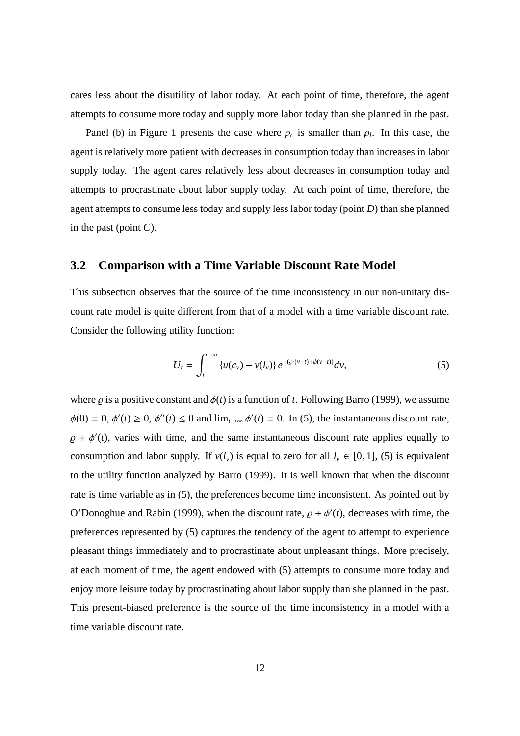cares less about the disutility of labor today. At each point of time, therefore, the agent attempts to consume more today and supply more labor today than she planned in the past.

Panel (b) in Figure 1 presents the case where $\rho_c$ is smaller than $\rho_l$. In this case, the agent is relatively more patient with decreases in consumption today than increases in labor supply today. The agent cares relatively less about decreases in consumption today and attempts to procrastinate about labor supply today. At each point of time, therefore, the agent attempts to consume less today and supply less labor today (point $D$) than she planned in the past (point $C$).

### 3.2 Comparison with a Time Variable Discount Rate Model

This subsection observes that the source of the time inconsistency in our non-unitary discount rate model is quite different from that of a model with a time variable discount rate. Consider the following utility function:

$$U_t = \int_t^{+\infty} \{u(c_v) - v(l_v)\} e^{-(\varrho \cdot (v-t) + \phi(v-t))} dv, \tag{5}$$

where $\varrho$ is a positive constant and $\phi(t)$ is a function of $t$. Following Barro (1999), we assume $\phi(0) = 0$, $\phi'(t) \geq 0$, $\phi''(t) \leq 0$ and $\lim_{t\to\infty} \phi'(t) = 0$. In (5), the instantaneous discount rate, $\varrho + \phi'(t)$, varies with time, and the same instantaneous discount rate applies equally to consumption and labor supply. If $v(l_v)$ is equal to zero for all $l_v \in [0, 1]$, (5) is equivalent to the utility function analyzed by Barro (1999). It is well known that when the discount rate is time variable as in (5), the preferences become time inconsistent. As pointed out by O'Donoghue and Rabin (1999), when the discount rate, $\varrho + \phi'(t)$, decreases with time, the preferences represented by (5) captures the tendency of the agent to attempt to experience pleasant things immediately and to procrastinate about unpleasant things. More precisely, at each moment of time, the agent endowed with (5) attempts to consume more today and enjoy more leisure today by procrastinating about labor supply than she planned in the past. This present-biased preference is the source of the time inconsistency in a model with a time variable discount rate.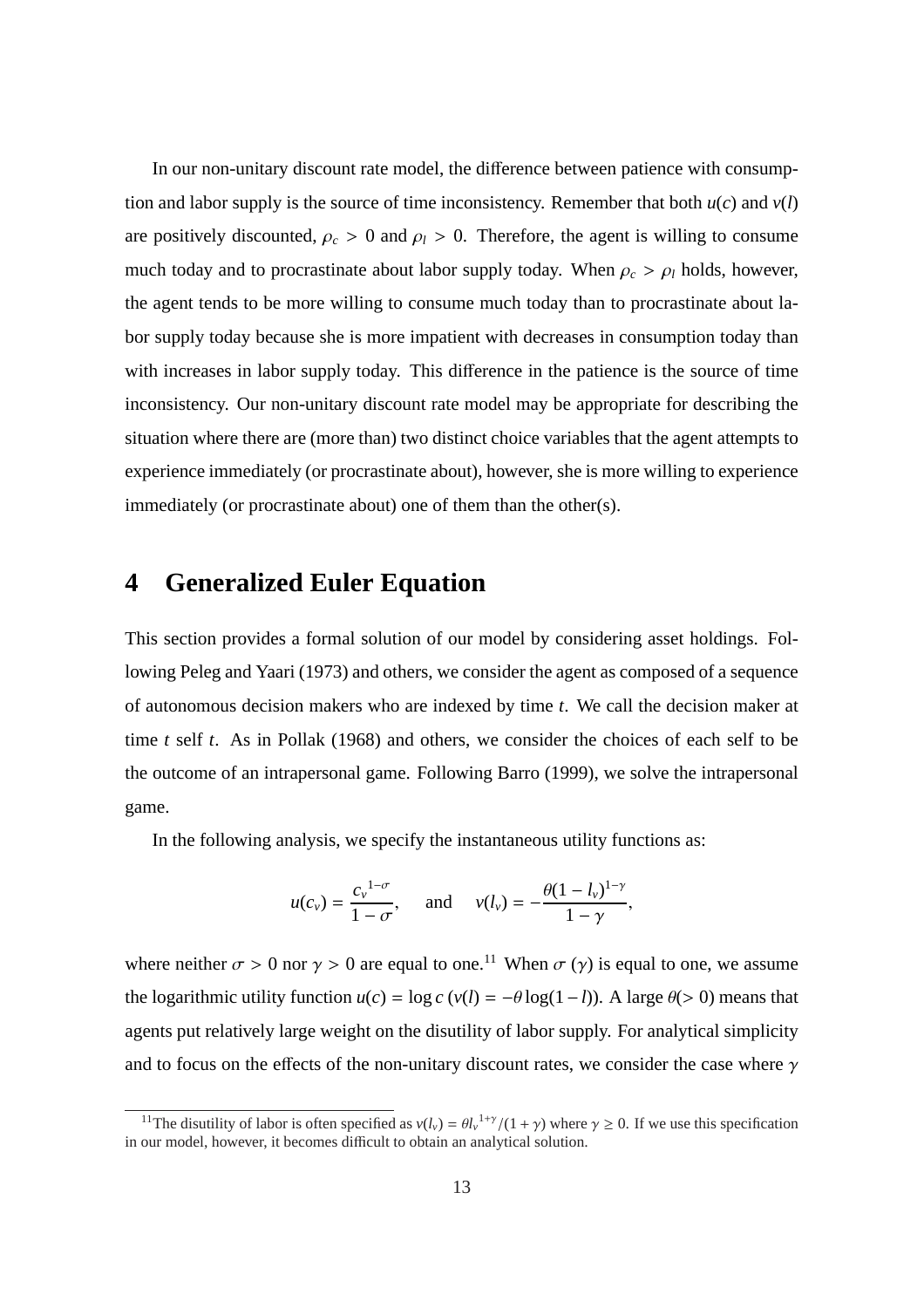In our non-unitary discount rate model, the difference between patience with consumption and labor supply is the source of time inconsistency. Remember that both $u(c)$ and $v(l)$ are positively discounted, $\rho_c > 0$ and $\rho_l > 0$. Therefore, the agent is willing to consume much today and to procrastinate about labor supply today. When $\rho_c > \rho_l$ holds, however, the agent tends to be more willing to consume much today than to procrastinate about labor supply today because she is more impatient with decreases in consumption today than with increases in labor supply today. This difference in the patience is the source of time inconsistency. Our non-unitary discount rate model may be appropriate for describing the situation where there are (more than) two distinct choice variables that the agent attempts to experience immediately (or procrastinate about), however, she is more willing to experience immediately (or procrastinate about) one of them than the other(s).

# 4 Generalized Euler Equation

This section provides a formal solution of our model by considering asset holdings. Following Peleg and Yaari (1973) and others, we consider the agent as composed of a sequence of autonomous decision makers who are indexed by time $t$. We call the decision maker at time $t$ self $t$. As in Pollak (1968) and others, we consider the choices of each self to be the outcome of an intrapersonal game. Following Barro (1999), we solve the intrapersonal game.

In the following analysis, we specify the instantaneous utility functions as:

$$u(c_v) = \frac{{c_v}^{1-\sigma}}{1-\sigma}, \quad \text{and} \quad v(l_v) = -\frac{\theta(1-l_v)^{1-\gamma}}{1-\gamma},$$

where neither $\sigma > 0$ nor $\gamma > 0$ are equal to one.[11] When $\sigma$ ($\gamma$) is equal to one, we assume the logarithmic utility function $u(c) = \log c$ ($v(l) = -\theta \log(1-l)$). A large $\theta(> 0)$ means that agents put relatively large weight on the disutility of labor supply. For analytical simplicity and to focus on the effects of the non-unitary discount rates, we consider the case where $\gamma$

[11] The disutility of labor is often specified as $v(l_v) = \theta {l_v}^{1+\gamma}/(1+\gamma)$ where $\gamma \geq 0$. If we use this specification in our model, however, it becomes difficult to obtain an analytical solution.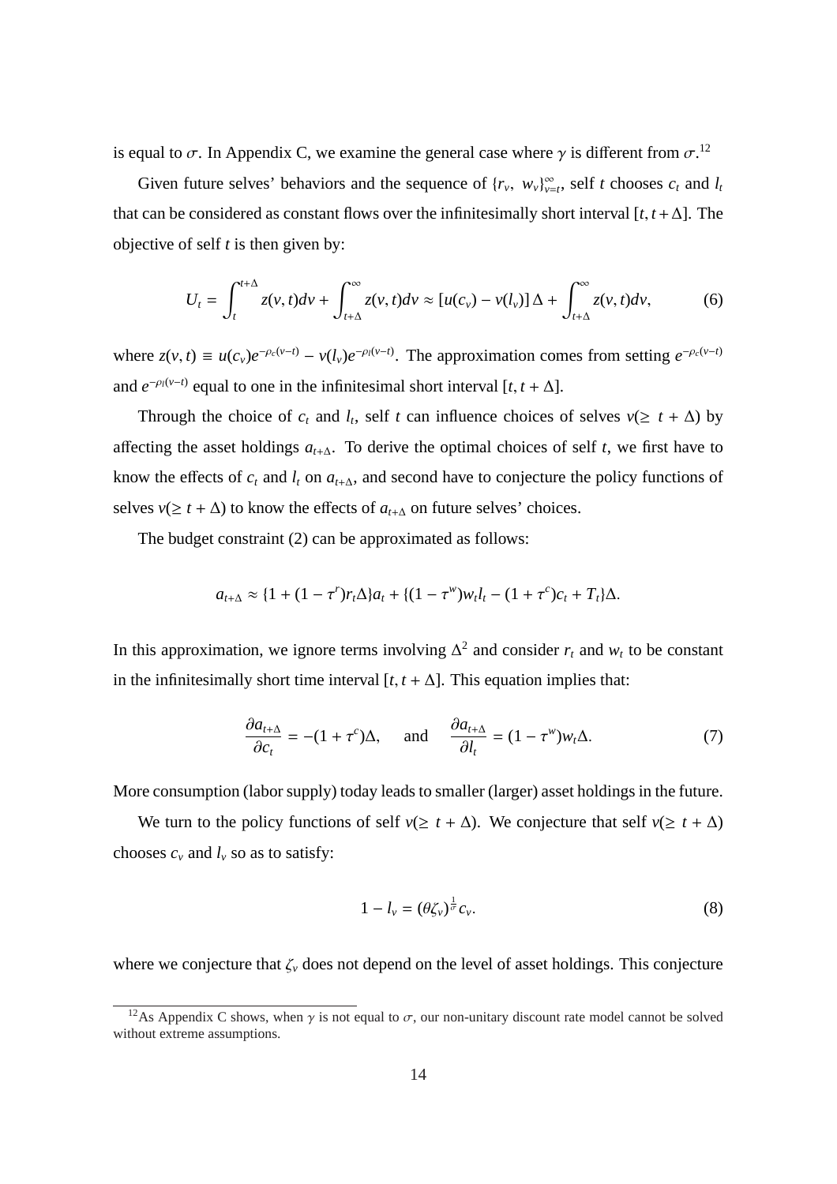is equal to $\sigma$. In Appendix C, we examine the general case where $\gamma$ is different from $\sigma$.[12]

Given future selves' behaviors and the sequence of $\{r_v,\ w_v\}_{v=t}^{\infty}$, self $t$ chooses $c_t$ and $l_t$ that can be considered as constant flows over the infinitesimally short interval $[t, t+\Delta]$. The objective of self $t$ is then given by:

$$U_t = \int_t^{t+\Delta} z(v,t)dv + \int_{t+\Delta}^{\infty} z(v,t)dv \approx [u(c_v) - v(l_v)]\,\Delta + \int_{t+\Delta}^{\infty} z(v,t)dv, \tag{6}$$

where $z(v,t) \equiv u(c_v)e^{-\rho_c(v-t)} - v(l_v)e^{-\rho_l(v-t)}$. The approximation comes from setting $e^{-\rho_c(v-t)}$ and $e^{-\rho_l(v-t)}$ equal to one in the infinitesimal short interval $[t, t+\Delta]$.

Through the choice of $c_t$ and $l_t$, self $t$ can influence choices of selves $v(\geq\ t+\Delta)$ by affecting the asset holdings $a_{t+\Delta}$. To derive the optimal choices of self $t$, we first have to know the effects of $c_t$ and $l_t$ on $a_{t+\Delta}$, and second have to conjecture the policy functions of selves $v(\geq t+\Delta)$ to know the effects of $a_{t+\Delta}$ on future selves' choices.

The budget constraint (2) can be approximated as follows:

$$a_{t+\Delta} \approx \{1 + (1-\tau^r)r_t\Delta\}a_t + \{(1-\tau^w)w_t l_t - (1+\tau^c)c_t + T_t\}\Delta.$$

In this approximation, we ignore terms involving $\Delta^2$ and consider $r_t$ and $w_t$ to be constant in the infinitesimally short time interval $[t, t+\Delta]$. This equation implies that:

$$\frac{\partial a_{t+\Delta}}{\partial c_t} = -(1+\tau^c)\Delta, \quad \text{ and } \quad \frac{\partial a_{t+\Delta}}{\partial l_t} = (1-\tau^w)w_t\Delta. \tag{7}$$

More consumption (labor supply) today leads to smaller (larger) asset holdings in the future.

We turn to the policy functions of self $v(\geq t+\Delta)$. We conjecture that self $v(\geq t+\Delta)$ chooses $c_v$ and $l_v$ so as to satisfy:

$$1 - l_v = (\theta\zeta_v)^{\frac{1}{\sigma}}c_v. \tag{8}$$

where we conjecture that $\zeta_v$ does not depend on the level of asset holdings. This conjecture

[12] As Appendix C shows, when $\gamma$ is not equal to $\sigma$, our non-unitary discount rate model cannot be solved without extreme assumptions.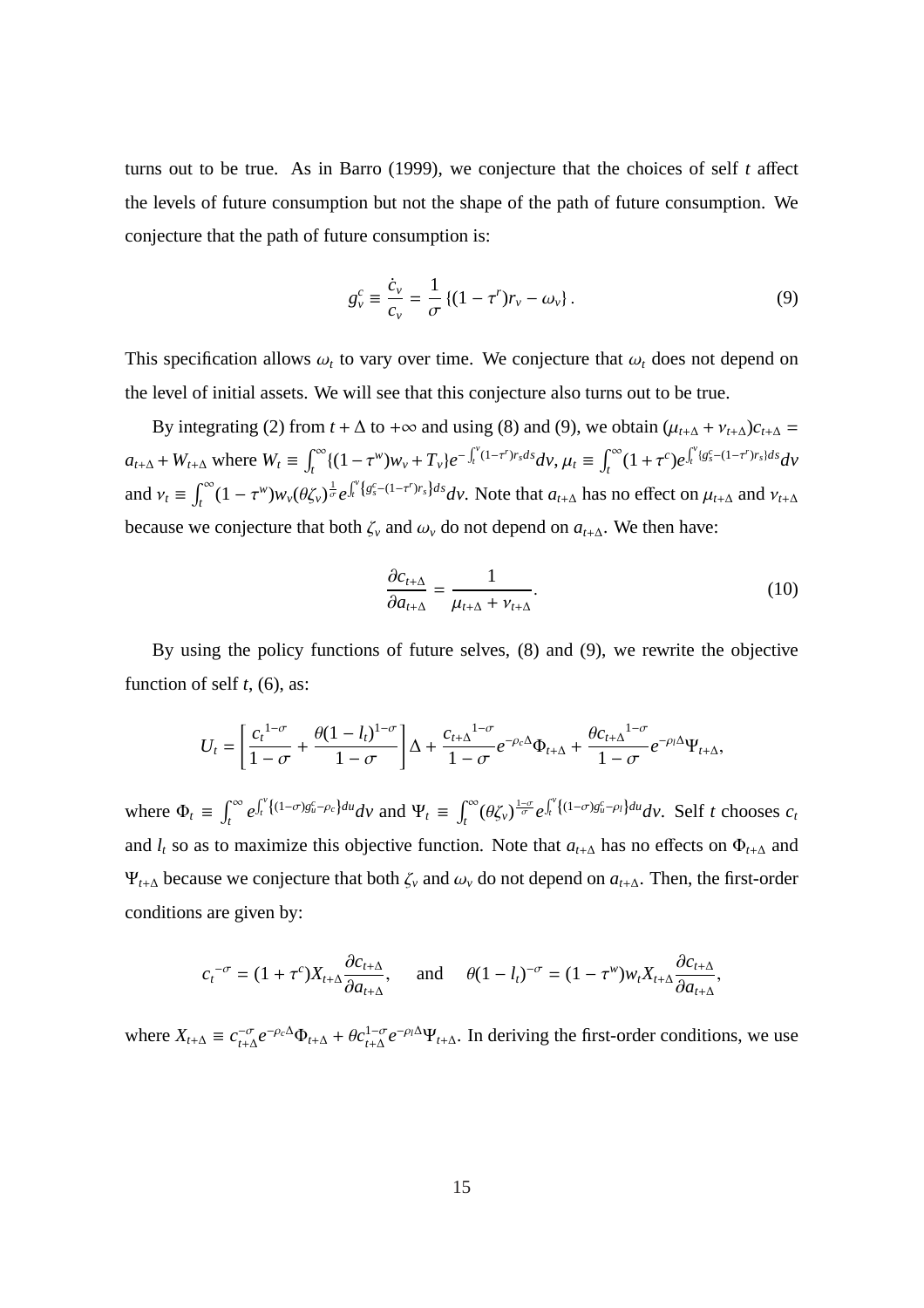turns out to be true. As in Barro (1999), we conjecture that the choices of self $t$ affect the levels of future consumption but not the shape of the path of future consumption. We conjecture that the path of future consumption is:

$$g_v^c \equiv \frac{\dot{c}_v}{c_v} = \frac{1}{\sigma}\left\{(1-\tau^r)r_v - \omega_v\right\}. \tag{9}$$

This specification allows $\omega_t$ to vary over time. We conjecture that $\omega_t$ does not depend on the level of initial assets. We will see that this conjecture also turns out to be true.

By integrating (2) from $t+\Delta$ to $+\infty$ and using (8) and (9), we obtain $(\mu_{t+\Delta} + \nu_{t+\Delta})c_{t+\Delta} = a_{t+\Delta} + W_{t+\Delta}$ where $W_t \equiv \int_t^\infty \{(1-\tau^w)w_v + T_v\}e^{-\int_t^v (1-\tau^r)r_s ds}dv$, $\mu_t \equiv \int_t^\infty (1+\tau^c)e^{\int_t^v \{g_s^c - (1-\tau^r)r_s\}ds}dv$ and $\nu_t \equiv \int_t^\infty (1-\tau^w)w_v(\theta\zeta_v)^{\frac{1}{\sigma}}e^{\int_t^v \{g_s^c-(1-\tau^r)r_s\}ds}dv$. Note that $a_{t+\Delta}$ has no effect on $\mu_{t+\Delta}$ and $\nu_{t+\Delta}$ because we conjecture that both $\zeta_v$ and $\omega_v$ do not depend on $a_{t+\Delta}$. We then have:

$$\frac{\partial c_{t+\Delta}}{\partial a_{t+\Delta}} = \frac{1}{\mu_{t+\Delta} + \nu_{t+\Delta}}. \tag{10}$$

By using the policy functions of future selves, (8) and (9), we rewrite the objective function of self $t$, (6), as:

$$U_t = \left[\frac{c_t^{1-\sigma}}{1-\sigma} + \frac{\theta(1-l_t)^{1-\sigma}}{1-\sigma}\right]\Delta + \frac{c_{t+\Delta}^{1-\sigma}}{1-\sigma}e^{-\rho_c\Delta}\Phi_{t+\Delta} + \frac{\theta c_{t+\Delta}^{1-\sigma}}{1-\sigma}e^{-\rho_l\Delta}\Psi_{t+\Delta},$$

where $\Phi_t \equiv \int_t^\infty e^{\int_t^v \{(1-\sigma)g_u^c - \rho_c\}du}dv$ and $\Psi_t \equiv \int_t^\infty (\theta\zeta_v)^{\frac{1-\sigma}{\sigma}}e^{\int_t^v \{(1-\sigma)g_u^c-\rho_l\}du}dv$. Self $t$ chooses $c_t$ and $l_t$ so as to maximize this objective function. Note that $a_{t+\Delta}$ has no effects on $\Phi_{t+\Delta}$ and $\Psi_{t+\Delta}$ because we conjecture that both $\zeta_v$ and $\omega_v$ do not depend on $a_{t+\Delta}$. Then, the first-order conditions are given by:

$$c_t^{-\sigma} = (1+\tau^c)X_{t+\Delta}\frac{\partial c_{t+\Delta}}{\partial a_{t+\Delta}}, \quad \text{and} \quad \theta(1-l_t)^{-\sigma} = (1-\tau^w)w_t X_{t+\Delta}\frac{\partial c_{t+\Delta}}{\partial a_{t+\Delta}},$$

where $X_{t+\Delta} \equiv c_{t+\Delta}^{-\sigma}e^{-\rho_c\Delta}\Phi_{t+\Delta} + \theta c_{t+\Delta}^{1-\sigma}e^{-\rho_l\Delta}\Psi_{t+\Delta}$. In deriving the first-order conditions, we use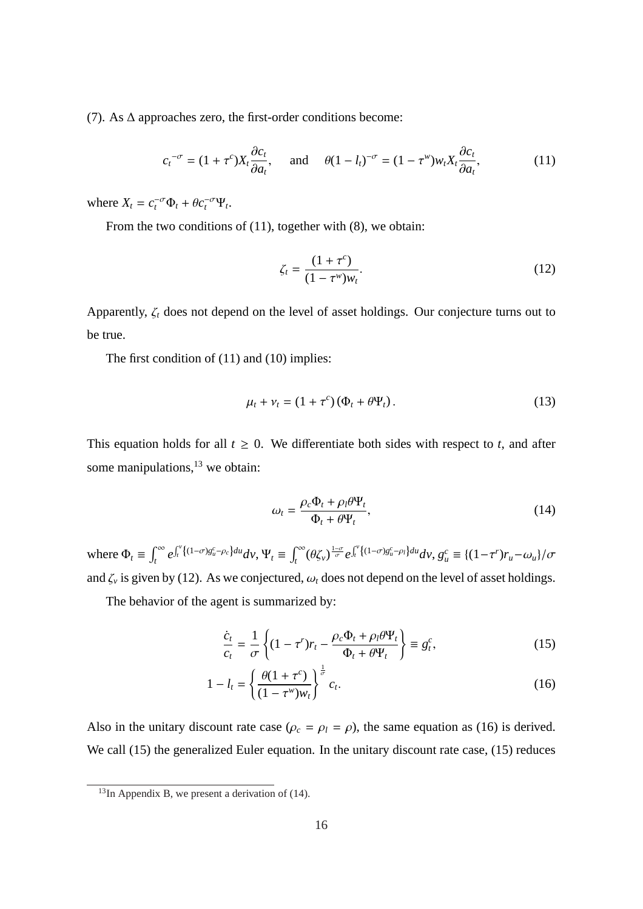(7). As $\Delta$ approaches zero, the first-order conditions become:

$$c_t^{-\sigma} = (1+\tau^c)X_t \frac{\partial c_t}{\partial a_t}, \quad \text{and} \quad \theta(1-l_t)^{-\sigma} = (1-\tau^w)w_t X_t \frac{\partial c_t}{\partial a_t}, \tag{11}$$

where $X_t = c_t^{-\sigma}\Phi_t + \theta c_t^{-\sigma}\Psi_t$.

From the two conditions of (11), together with (8), we obtain:

$$\zeta_t = \frac{(1+\tau^c)}{(1-\tau^w)w_t}. \tag{12}$$

Apparently, $\zeta_t$ does not depend on the level of asset holdings. Our conjecture turns out to be true.

The first condition of (11) and (10) implies:

$$\mu_t + \nu_t = (1+\tau^c)\left(\Phi_t + \theta\Psi_t\right). \tag{13}$$

This equation holds for all $t \geq 0$. We differentiate both sides with respect to $t$, and after some manipulations,[13] we obtain:

$$\omega_t = \frac{\rho_c\Phi_t + \rho_l\theta\Psi_t}{\Phi_t + \theta\Psi_t}, \tag{14}$$

where $\Phi_t \equiv \int_t^\infty e^{\int_t^v \{(1-\sigma)g_u^c - \rho_c\}du} dv$, $\Psi_t \equiv \int_t^\infty (\theta\zeta_v)^{\frac{1-\sigma}{\sigma}} e^{\int_t^v \{(1-\sigma)g_u^c - \rho_l\}du} dv$, $g_u^c \equiv \{(1-\tau^r)r_u - \omega_u\}/\sigma$ and $\zeta_v$ is given by (12). As we conjectured, $\omega_t$ does not depend on the level of asset holdings.

The behavior of the agent is summarized by:

$$\frac{\dot{c}_t}{c_t} = \frac{1}{\sigma}\left\{(1-\tau^r)r_t - \frac{\rho_c\Phi_t + \rho_l\theta\Psi_t}{\Phi_t + \theta\Psi_t}\right\} \equiv g_t^c, \tag{15}$$

$$1 - l_t = \left\{\frac{\theta(1+\tau^c)}{(1-\tau^w)w_t}\right\}^{\frac{1}{\sigma}} c_t. \tag{16}$$

Also in the unitary discount rate case ($\rho_c = \rho_l = \rho$), the same equation as (16) is derived. We call (15) the generalized Euler equation. In the unitary discount rate case, (15) reduces

[13] In Appendix B, we present a derivation of (14).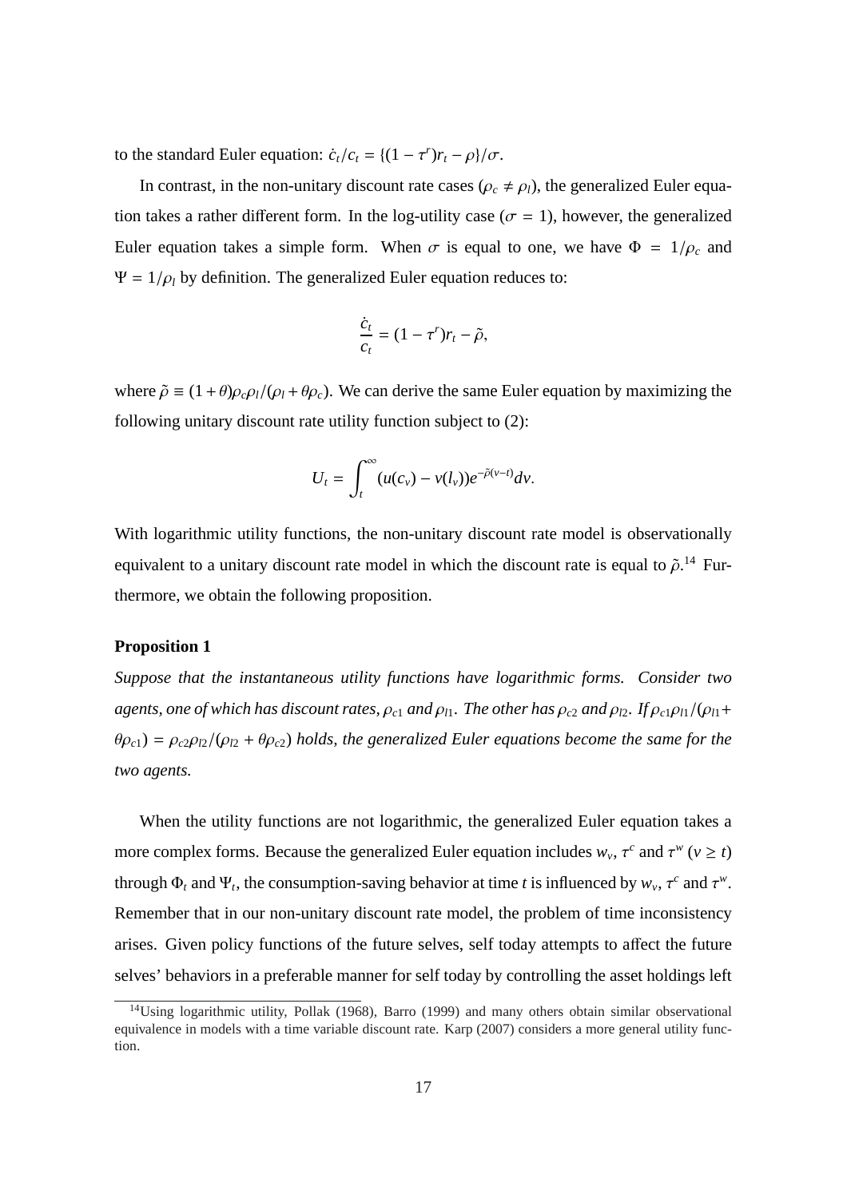to the standard Euler equation: $\dot{c}_t/c_t = \{(1-\tau^r)r_t - \rho\}/\sigma$.

In contrast, in the non-unitary discount rate cases ($\rho_c \neq \rho_l$), the generalized Euler equation takes a rather different form. In the log-utility case ($\sigma = 1$), however, the generalized Euler equation takes a simple form. When $\sigma$ is equal to one, we have $\Phi = 1/\rho_c$ and $\Psi = 1/\rho_l$ by definition. The generalized Euler equation reduces to:

$$\frac{\dot{c}_t}{c_t} = (1-\tau^r)r_t - \tilde{\rho},$$

where $\tilde{\rho} \equiv (1+\theta)\rho_c\rho_l/(\rho_l + \theta\rho_c)$. We can derive the same Euler equation by maximizing the following unitary discount rate utility function subject to (2):

$$U_t = \int_t^{\infty} (u(c_v) - v(l_v))e^{-\tilde{\rho}(v-t)}dv.$$

With logarithmic utility functions, the non-unitary discount rate model is observationally equivalent to a unitary discount rate model in which the discount rate is equal to $\tilde{\rho}$.[14] Furthermore, we obtain the following proposition.

**Proposition 1**

*Suppose that the instantaneous utility functions have logarithmic forms. Consider two agents, one of which has discount rates, $\rho_{c1}$ and $\rho_{l1}$. The other has $\rho_{c2}$ and $\rho_{l2}$. If $\rho_{c1}\rho_{l1}/(\rho_{l1} + \theta\rho_{c1}) = \rho_{c2}\rho_{l2}/(\rho_{l2} + \theta\rho_{c2})$ holds, the generalized Euler equations become the same for the two agents.*

When the utility functions are not logarithmic, the generalized Euler equation takes a more complex forms. Because the generalized Euler equation includes $w_v$, $\tau^c$ and $\tau^w$ ($v \geq t$) through $\Phi_t$ and $\Psi_t$, the consumption-saving behavior at time $t$ is influenced by $w_v$, $\tau^c$ and $\tau^w$. Remember that in our non-unitary discount rate model, the problem of time inconsistency arises. Given policy functions of the future selves, self today attempts to affect the future selves' behaviors in a preferable manner for self today by controlling the asset holdings left

[14] Using logarithmic utility, Pollak (1968), Barro (1999) and many others obtain similar observational equivalence in models with a time variable discount rate. Karp (2007) considers a more general utility function.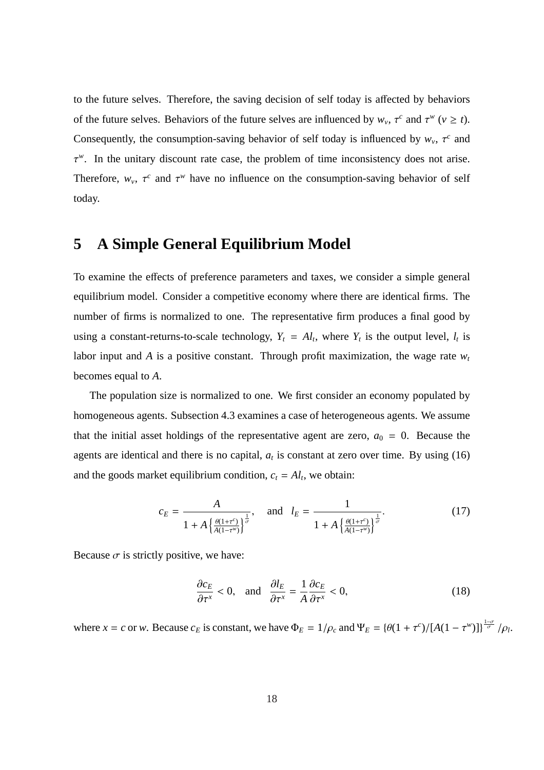to the future selves. Therefore, the saving decision of self today is affected by behaviors of the future selves. Behaviors of the future selves are influenced by $w_v$, $\tau^c$ and $\tau^w$ ($v \geq t$). Consequently, the consumption-saving behavior of self today is influenced by $w_v$, $\tau^c$ and $\tau^w$. In the unitary discount rate case, the problem of time inconsistency does not arise. Therefore, $w_v$, $\tau^c$ and $\tau^w$ have no influence on the consumption-saving behavior of self today.

# 5 A Simple General Equilibrium Model

To examine the effects of preference parameters and taxes, we consider a simple general equilibrium model. Consider a competitive economy where there are identical firms. The number of firms is normalized to one. The representative firm produces a final good by using a constant-returns-to-scale technology, $Y_t = Al_t$, where $Y_t$ is the output level, $l_t$ is labor input and $A$ is a positive constant. Through profit maximization, the wage rate $w_t$ becomes equal to $A$.

The population size is normalized to one. We first consider an economy populated by homogeneous agents. Subsection 4.3 examines a case of heterogeneous agents. We assume that the initial asset holdings of the representative agent are zero, $a_0 = 0$. Because the agents are identical and there is no capital, $a_t$ is constant at zero over time. By using (16) and the goods market equilibrium condition, $c_t = Al_t$, we obtain:

$$c_E = \frac{A}{1 + A\left\{\frac{\theta(1+\tau^c)}{A(1-\tau^w)}\right\}^{\frac{1}{\sigma}}}, \quad \text{and} \quad l_E = \frac{1}{1 + A\left\{\frac{\theta(1+\tau^c)}{A(1-\tau^w)}\right\}^{\frac{1}{\sigma}}}. \tag{17}$$

Because $\sigma$ is strictly positive, we have:

$$\frac{\partial c_E}{\partial \tau^x} < 0, \quad \text{and} \quad \frac{\partial l_E}{\partial \tau^x} = \frac{1}{A}\frac{\partial c_E}{\partial \tau^x} < 0, \tag{18}$$

where $x = c$ or $w$. Because $c_E$ is constant, we have $\Phi_E = 1/\rho_c$ and $\Psi_E = \{\theta(1+\tau^c)/[A(1-\tau^w)]\}^{\frac{1-\sigma}{\sigma}}/\rho_l$.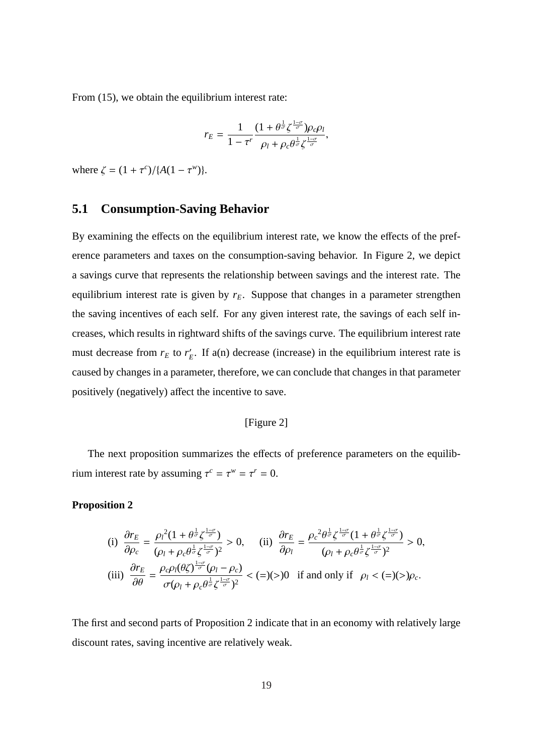From (15), we obtain the equilibrium interest rate:

$$r_E = \frac{1}{1-\tau^r} \frac{(1+\theta^{\frac{1}{\sigma}}\zeta^{\frac{1-\sigma}{\sigma}})\rho_c \rho_l}{\rho_l + \rho_c \theta^{\frac{1}{\sigma}}\zeta^{\frac{1-\sigma}{\sigma}}},$$

where $\zeta = (1+\tau^c)/\{A(1-\tau^w)\}$.

## 5.1 Consumption-Saving Behavior

By examining the effects on the equilibrium interest rate, we know the effects of the preference parameters and taxes on the consumption-saving behavior. In Figure 2, we depict a savings curve that represents the relationship between savings and the interest rate. The equilibrium interest rate is given by $r_E$. Suppose that changes in a parameter strengthen the saving incentives of each self. For any given interest rate, the savings of each self increases, which results in rightward shifts of the savings curve. The equilibrium interest rate must decrease from $r_E$ to $r_E'$. If a(n) decrease (increase) in the equilibrium interest rate is caused by changes in a parameter, therefore, we can conclude that changes in that parameter positively (negatively) affect the incentive to save.

[Figure 2]

The next proposition summarizes the effects of preference parameters on the equilibrium interest rate by assuming $\tau^c = \tau^w = \tau^r = 0$.

**Proposition 2**

$$\text{(i)} \;\; \frac{\partial r_E}{\partial \rho_c} = \frac{{\rho_l}^2(1+\theta^{\frac{1}{\sigma}}\zeta^{\frac{1-\sigma}{\sigma}})}{(\rho_l + \rho_c\theta^{\frac{1}{\sigma}}\zeta^{\frac{1-\sigma}{\sigma}})^2} > 0, \quad \text{(ii)} \;\; \frac{\partial r_E}{\partial \rho_l} = \frac{{\rho_c}^2\theta^{\frac{1}{\sigma}}\zeta^{\frac{1-\sigma}{\sigma}}(1+\theta^{\frac{1}{\sigma}}\zeta^{\frac{1-\sigma}{\sigma}})}{(\rho_l + \rho_c\theta^{\frac{1}{\sigma}}\zeta^{\frac{1-\sigma}{\sigma}})^2} > 0,$$

$$\text{(iii)} \;\; \frac{\partial r_E}{\partial \theta} = \frac{\rho_c\rho_l(\theta\zeta)^{\frac{1-\sigma}{\sigma}}(\rho_l - \rho_c)}{\sigma(\rho_l + \rho_c\theta^{\frac{1}{\sigma}}\zeta^{\frac{1-\sigma}{\sigma}})^2} < (=)(>) 0 \;\; \text{if and only if} \;\; \rho_l < (=)(>) \rho_c.$$

The first and second parts of Proposition 2 indicate that in an economy with relatively large discount rates, saving incentive are relatively weak.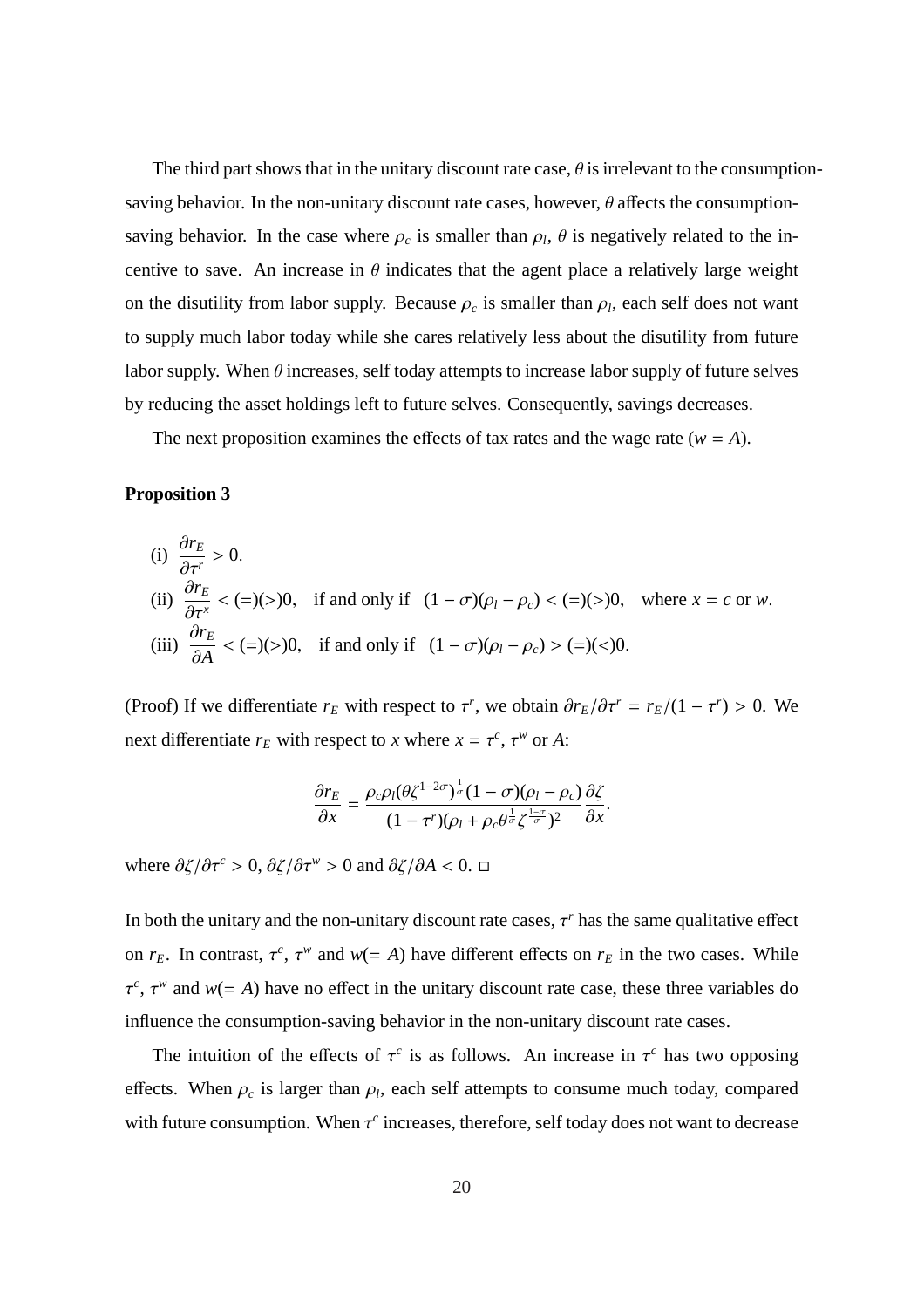The third part shows that in the unitary discount rate case, $\theta$ is irrelevant to the consumption-saving behavior. In the non-unitary discount rate cases, however, $\theta$ affects the consumption-saving behavior. In the case where $\rho_c$ is smaller than $\rho_l$, $\theta$ is negatively related to the incentive to save. An increase in $\theta$ indicates that the agent place a relatively large weight on the disutility from labor supply. Because $\rho_c$ is smaller than $\rho_l$, each self does not want to supply much labor today while she cares relatively less about the disutility from future labor supply. When $\theta$ increases, self today attempts to increase labor supply of future selves by reducing the asset holdings left to future selves. Consequently, savings decreases.

The next proposition examines the effects of tax rates and the wage rate ($w = A$).

**Proposition 3**

(i) $\dfrac{\partial r_E}{\partial \tau^r} > 0$.

(ii) $\dfrac{\partial r_E}{\partial \tau^x} < (=)(>) 0$, if and only if $(1-\sigma)(\rho_l - \rho_c) < (=)(>) 0$, where $x = c$ or $w$.

(iii) $\dfrac{\partial r_E}{\partial A} < (=)(>) 0$, if and only if $(1-\sigma)(\rho_l - \rho_c) > (=)(<) 0$.

(Proof) If we differentiate $r_E$ with respect to $\tau^r$, we obtain $\partial r_E / \partial \tau^r = r_E/(1-\tau^r) > 0$. We next differentiate $r_E$ with respect to $x$ where $x = \tau^c$, $\tau^w$ or $A$:

$$\frac{\partial r_E}{\partial x} = \frac{\rho_c \rho_l (\theta \zeta^{1-2\sigma})^{\frac{1}{\sigma}} (1-\sigma)(\rho_l - \rho_c)}{(1-\tau^r)(\rho_l + \rho_c \theta^{\frac{1}{\sigma}} \zeta^{\frac{1-\sigma}{\sigma}})^2} \frac{\partial \zeta}{\partial x}.$$

where $\partial \zeta / \partial \tau^c > 0$, $\partial \zeta / \partial \tau^w > 0$ and $\partial \zeta / \partial A < 0$. □

In both the unitary and the non-unitary discount rate cases, $\tau^r$ has the same qualitative effect on $r_E$. In contrast, $\tau^c$, $\tau^w$ and $w (= A)$ have different effects on $r_E$ in the two cases. While $\tau^c$, $\tau^w$ and $w (= A)$ have no effect in the unitary discount rate case, these three variables do influence the consumption-saving behavior in the non-unitary discount rate cases.

The intuition of the effects of $\tau^c$ is as follows. An increase in $\tau^c$ has two opposing effects. When $\rho_c$ is larger than $\rho_l$, each self attempts to consume much today, compared with future consumption. When $\tau^c$ increases, therefore, self today does not want to decrease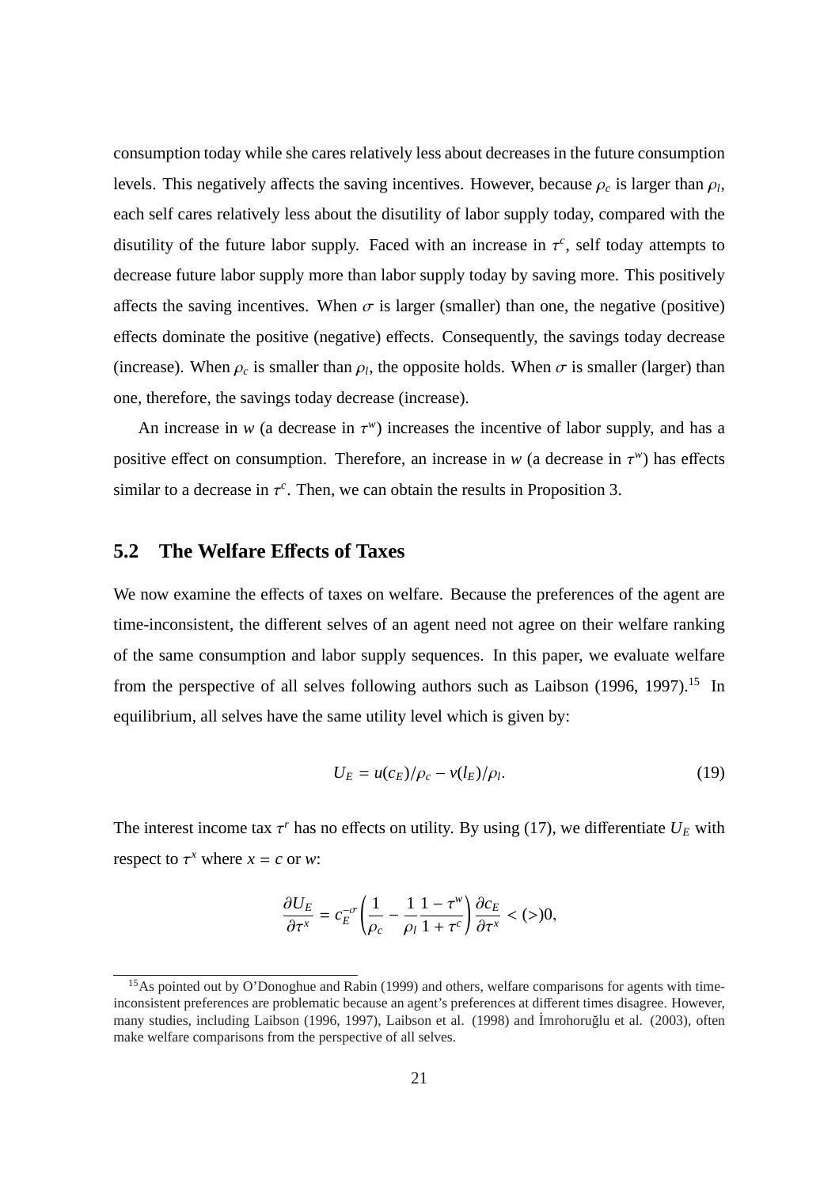consumption today while she cares relatively less about decreases in the future consumption levels. This negatively affects the saving incentives. However, because $\rho_c$ is larger than $\rho_l$, each self cares relatively less about the disutility of labor supply today, compared with the disutility of the future labor supply. Faced with an increase in $\tau^c$, self today attempts to decrease future labor supply more than labor supply today by saving more. This positively affects the saving incentives. When $\sigma$ is larger (smaller) than one, the negative (positive) effects dominate the positive (negative) effects. Consequently, the savings today decrease (increase). When $\rho_c$ is smaller than $\rho_l$, the opposite holds. When $\sigma$ is smaller (larger) than one, therefore, the savings today decrease (increase).

An increase in $w$ (a decrease in $\tau^w$) increases the incentive of labor supply, and has a positive effect on consumption. Therefore, an increase in $w$ (a decrease in $\tau^w$) has effects similar to a decrease in $\tau^c$. Then, we can obtain the results in Proposition 3.

## 5.2 The Welfare Effects of Taxes

We now examine the effects of taxes on welfare. Because the preferences of the agent are time-inconsistent, the different selves of an agent need not agree on their welfare ranking of the same consumption and labor supply sequences. In this paper, we evaluate welfare from the perspective of all selves following authors such as Laibson (1996, 1997).[15] In equilibrium, all selves have the same utility level which is given by:

$$U_E = u(c_E)/\rho_c - v(l_E)/\rho_l. \tag{19}$$

The interest income tax $\tau^r$ has no effects on utility. By using (17), we differentiate $U_E$ with respect to $\tau^x$ where $x = c$ or $w$:

$$\frac{\partial U_E}{\partial \tau^x} = c_E^{-\sigma}\left(\frac{1}{\rho_c} - \frac{1}{\rho_l}\frac{1-\tau^w}{1+\tau^c}\right)\frac{\partial c_E}{\partial \tau^x} < (>) 0,$$

[15] As pointed out by O'Donoghue and Rabin (1999) and others, welfare comparisons for agents with time-inconsistent preferences are problematic because an agent's preferences at different times disagree. However, many studies, including Laibson (1996, 1997), Laibson et al. (1998) and İmrohoroğlu et al. (2003), often make welfare comparisons from the perspective of all selves.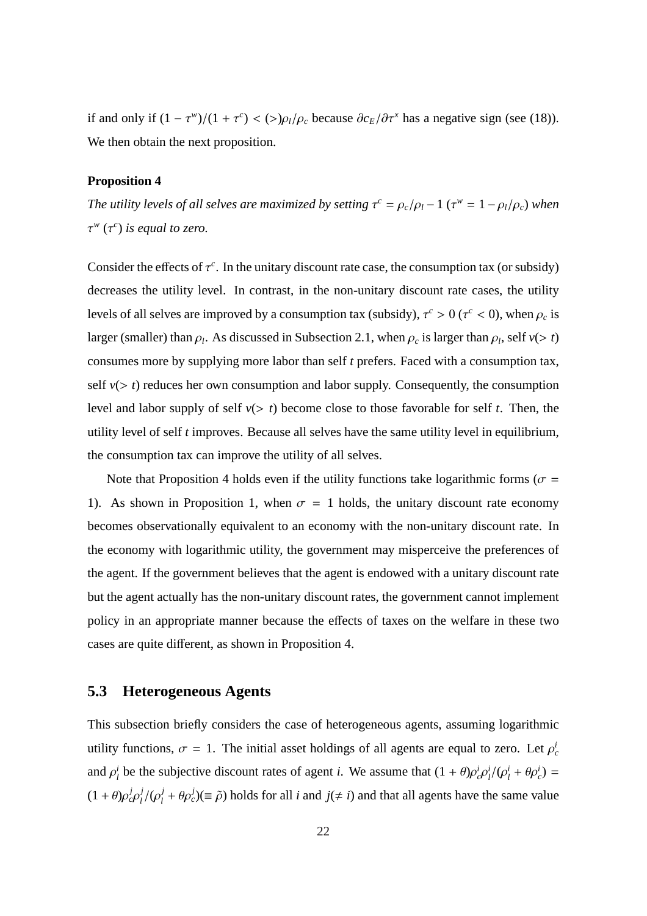if and only if $(1 - \tau^w)/(1 + \tau^c) < (>) \rho_l/\rho_c$ because $\partial c_E/\partial \tau^x$ has a negative sign (see (18)). We then obtain the next proposition.

**Proposition 4**

*The utility levels of all selves are maximized by setting* $\tau^c = \rho_c/\rho_l - 1$ ($\tau^w = 1 - \rho_l/\rho_c$) *when* $\tau^w$ ($\tau^c$) *is equal to zero.*

Consider the effects of $\tau^c$. In the unitary discount rate case, the consumption tax (or subsidy) decreases the utility level. In contrast, in the non-unitary discount rate cases, the utility levels of all selves are improved by a consumption tax (subsidy), $\tau^c > 0$ ($\tau^c < 0$), when $\rho_c$ is larger (smaller) than $\rho_l$. As discussed in Subsection 2.1, when $\rho_c$ is larger than $\rho_l$, self $v(> t)$ consumes more by supplying more labor than self $t$ prefers. Faced with a consumption tax, self $v(> t)$ reduces her own consumption and labor supply. Consequently, the consumption level and labor supply of self $v(> t)$ become close to those favorable for self $t$. Then, the utility level of self $t$ improves. Because all selves have the same utility level in equilibrium, the consumption tax can improve the utility of all selves.

Note that Proposition 4 holds even if the utility functions take logarithmic forms ($\sigma = 1$). As shown in Proposition 1, when $\sigma = 1$ holds, the unitary discount rate economy becomes observationally equivalent to an economy with the non-unitary discount rate. In the economy with logarithmic utility, the government may misperceive the preferences of the agent. If the government believes that the agent is endowed with a unitary discount rate but the agent actually has the non-unitary discount rates, the government cannot implement policy in an appropriate manner because the effects of taxes on the welfare in these two cases are quite different, as shown in Proposition 4.

## 5.3 Heterogeneous Agents

This subsection briefly considers the case of heterogeneous agents, assuming logarithmic utility functions, $\sigma = 1$. The initial asset holdings of all agents are equal to zero. Let $\rho_c^i$ and $\rho_l^i$ be the subjective discount rates of agent $i$. We assume that $(1 + \theta)\rho_c^i \rho_l^i/(\rho_l^i + \theta\rho_c^i) = (1 + \theta)\rho_c^j \rho_l^j/(\rho_l^j + \theta\rho_c^j)(\equiv \tilde{\rho})$ holds for all $i$ and $j(\neq i)$ and that all agents have the same value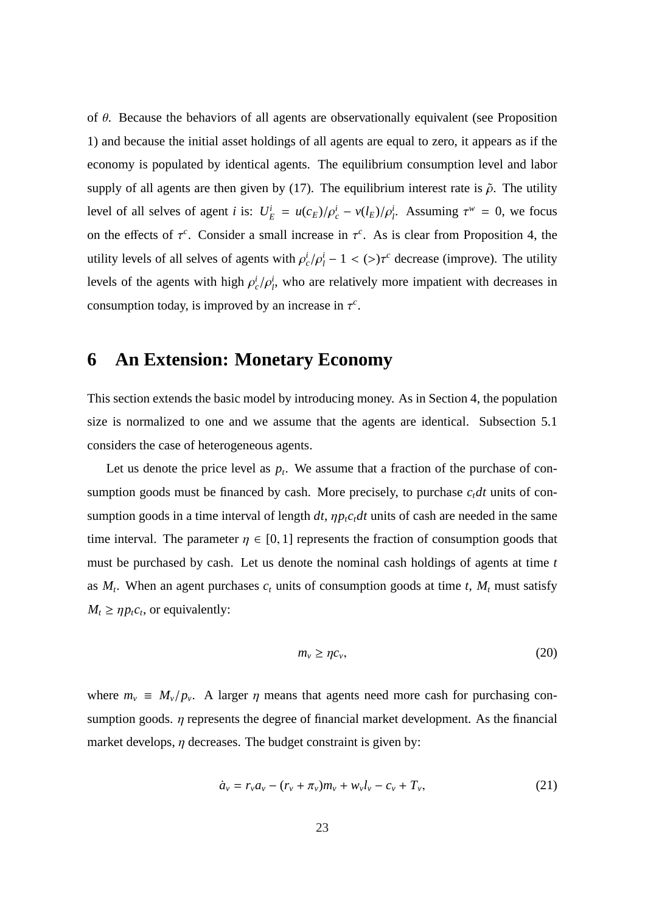of $\theta$. Because the behaviors of all agents are observationally equivalent (see Proposition 1) and because the initial asset holdings of all agents are equal to zero, it appears as if the economy is populated by identical agents. The equilibrium consumption level and labor supply of all agents are then given by (17). The equilibrium interest rate is $\tilde{\rho}$. The utility level of all selves of agent $i$ is: $U_E^i = u(c_E)/\rho_c^i - v(l_E)/\rho_l^i$. Assuming $\tau^w = 0$, we focus on the effects of $\tau^c$. Consider a small increase in $\tau^c$. As is clear from Proposition 4, the utility levels of all selves of agents with $\rho_c^i/\rho_l^i - 1 < (>) \tau^c$ decrease (improve). The utility levels of the agents with high $\rho_c^i/\rho_l^i$, who are relatively more impatient with decreases in consumption today, is improved by an increase in $\tau^c$.

# 6 An Extension: Monetary Economy

This section extends the basic model by introducing money. As in Section 4, the population size is normalized to one and we assume that the agents are identical. Subsection 5.1 considers the case of heterogeneous agents.

Let us denote the price level as $p_t$. We assume that a fraction of the purchase of consumption goods must be financed by cash. More precisely, to purchase $c_t dt$ units of consumption goods in a time interval of length $dt$, $\eta p_t c_t dt$ units of cash are needed in the same time interval. The parameter $\eta \in [0, 1]$ represents the fraction of consumption goods that must be purchased by cash. Let us denote the nominal cash holdings of agents at time $t$ as $M_t$. When an agent purchases $c_t$ units of consumption goods at time $t$, $M_t$ must satisfy $M_t \geq \eta p_t c_t$, or equivalently:

$$m_v \geq \eta c_v, \tag{20}$$

where $m_v \equiv M_v/p_v$. A larger $\eta$ means that agents need more cash for purchasing consumption goods. $\eta$ represents the degree of financial market development. As the financial market develops, $\eta$ decreases. The budget constraint is given by:

$$\dot{a}_v = r_v a_v - (r_v + \pi_v) m_v + w_v l_v - c_v + T_v, \tag{21}$$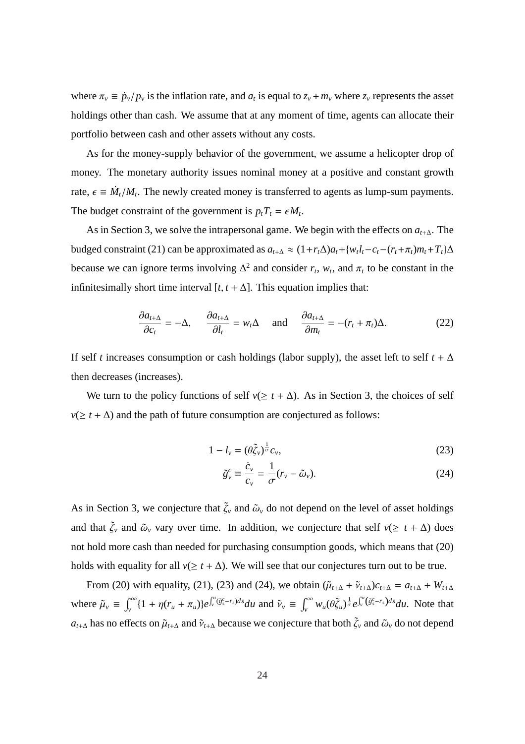where $\pi_v \equiv \dot{p}_v/p_v$ is the inflation rate, and $a_t$ is equal to $z_v + m_v$ where $z_v$ represents the asset holdings other than cash. We assume that at any moment of time, agents can allocate their portfolio between cash and other assets without any costs.

As for the money-supply behavior of the government, we assume a helicopter drop of money. The monetary authority issues nominal money at a positive and constant growth rate, $\epsilon \equiv \dot{M}_t/M_t$. The newly created money is transferred to agents as lump-sum payments. The budget constraint of the government is $p_t T_t = \epsilon M_t$.

As in Section 3, we solve the intrapersonal game. We begin with the effects on $a_{t+\Delta}$. The budged constraint (21) can be approximated as $a_{t+\Delta} \approx (1+r_t\Delta)a_t + \{w_t l_t - c_t - (r_t+\pi_t)m_t + T_t\}\Delta$ because we can ignore terms involving $\Delta^2$ and consider $r_t$, $w_t$, and $\pi_t$ to be constant in the infinitesimally short time interval $[t, t+\Delta]$. This equation implies that:

$$\frac{\partial a_{t+\Delta}}{\partial c_t} = -\Delta, \qquad \frac{\partial a_{t+\Delta}}{\partial l_t} = w_t\Delta \quad \text{and} \quad \frac{\partial a_{t+\Delta}}{\partial m_t} = -(r_t+\pi_t)\Delta. \tag{22}$$

If self $t$ increases consumption or cash holdings (labor supply), the asset left to self $t+\Delta$ then decreases (increases).

We turn to the policy functions of self $v(\geq t+\Delta)$. As in Section 3, the choices of self $v(\geq t+\Delta)$ and the path of future consumption are conjectured as follows:

$$1 - l_v = (\theta\tilde{\zeta}_v)^{\frac{1}{\sigma}} c_v, \tag{23}$$

$$\tilde{g}^c_v \equiv \frac{\dot{c}_v}{c_v} = \frac{1}{\sigma}(r_v - \tilde{\omega}_v). \tag{24}$$

As in Section 3, we conjecture that $\tilde{\zeta}_v$ and $\tilde{\omega}_v$ do not depend on the level of asset holdings and that $\tilde{\zeta}_v$ and $\tilde{\omega}_v$ vary over time. In addition, we conjecture that self $v(\geq t+\Delta)$ does not hold more cash than needed for purchasing consumption goods, which means that (20) holds with equality for all $v(\geq t+\Delta)$. We will see that our conjectures turn out to be true.

From (20) with equality, (21), (23) and (24), we obtain $(\tilde{\mu}_{t+\Delta} + \tilde{\nu}_{t+\Delta})c_{t+\Delta} = a_{t+\Delta} + W_{t+\Delta}$ where $\tilde{\mu}_v \equiv \int_v^\infty \{1 + \eta(r_u + \pi_u)\} e^{\int_v^u (\tilde{g}^c_s - r_s)ds} du$ and $\tilde{\nu}_v \equiv \int_v^\infty w_u(\theta\tilde{\zeta}_u)^{\frac{1}{\sigma}} e^{\int_v^u (\tilde{g}^c_s - r_s)ds} du$. Note that $a_{t+\Delta}$ has no effects on $\tilde{\mu}_{t+\Delta}$ and $\tilde{\nu}_{t+\Delta}$ because we conjecture that both $\tilde{\zeta}_v$ and $\tilde{\omega}_v$ do not depend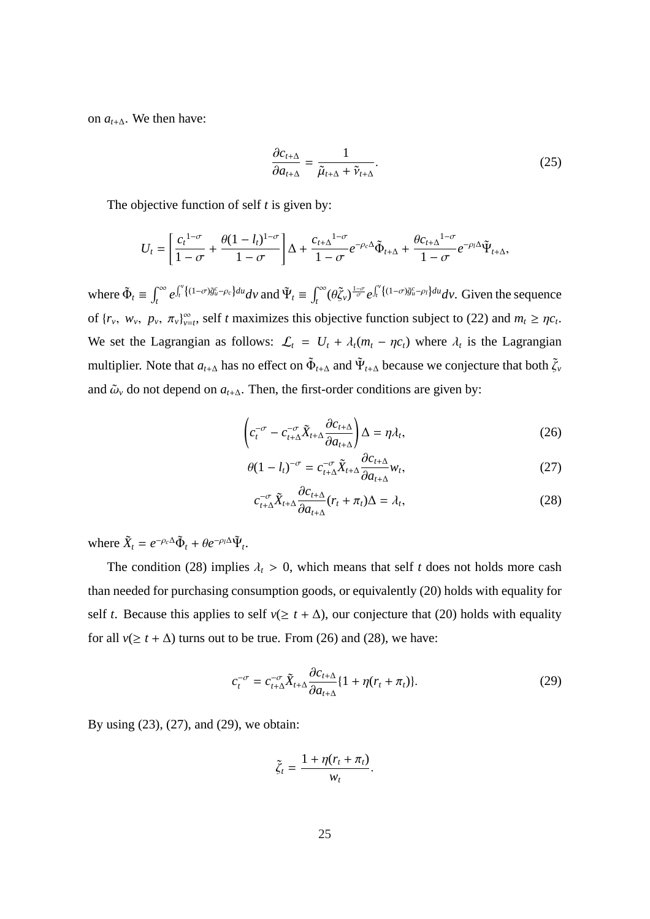on $a_{t+\Delta}$. We then have:

$$\frac{\partial c_{t+\Delta}}{\partial a_{t+\Delta}} = \frac{1}{\tilde{\mu}_{t+\Delta} + \tilde{\nu}_{t+\Delta}}. \tag{25}$$

The objective function of self $t$ is given by:

$$U_t = \left[ \frac{c_t{}^{1-\sigma}}{1-\sigma} + \frac{\theta(1-l_t)^{1-\sigma}}{1-\sigma} \right] \Delta + \frac{c_{t+\Delta}{}^{1-\sigma}}{1-\sigma} e^{-\rho_c \Delta} \tilde{\Phi}_{t+\Delta} + \frac{\theta c_{t+\Delta}{}^{1-\sigma}}{1-\sigma} e^{-\rho_l \Delta} \tilde{\Psi}_{t+\Delta},$$

where $\tilde{\Phi}_t \equiv \int_t^\infty e^{\int_t^v \{(1-\sigma)\tilde{g}_u^c - \rho_c\} du} dv$ and $\tilde{\Psi}_t \equiv \int_t^\infty (\theta \tilde{\zeta}_v)^{\frac{1-\sigma}{\sigma}} e^{\int_t^v \{(1-\sigma)\tilde{g}_u^c - \rho_l\} du} dv$. Given the sequence of $\{r_v,\ w_v,\ p_v,\ \pi_v\}_{v=t}^\infty$, self $t$ maximizes this objective function subject to (22) and $m_t \geq \eta c_t$. We set the Lagrangian as follows: $\mathcal{L}_t = U_t + \lambda_t (m_t - \eta c_t)$ where $\lambda_t$ is the Lagrangian multiplier. Note that $a_{t+\Delta}$ has no effect on $\tilde{\Phi}_{t+\Delta}$ and $\tilde{\Psi}_{t+\Delta}$ because we conjecture that both $\tilde{\zeta}_v$ and $\tilde{\omega}_v$ do not depend on $a_{t+\Delta}$. Then, the first-order conditions are given by:

$$\left( c_t^{-\sigma} - c_{t+\Delta}^{-\sigma} \tilde{X}_{t+\Delta} \frac{\partial c_{t+\Delta}}{\partial a_{t+\Delta}} \right) \Delta = \eta \lambda_t, \tag{26}$$

$$\theta (1-l_t)^{-\sigma} = c_{t+\Delta}^{-\sigma} \tilde{X}_{t+\Delta} \frac{\partial c_{t+\Delta}}{\partial a_{t+\Delta}} w_t, \tag{27}$$

$$c_{t+\Delta}^{-\sigma} \tilde{X}_{t+\Delta} \frac{\partial c_{t+\Delta}}{\partial a_{t+\Delta}} (r_t + \pi_t) \Delta = \lambda_t, \tag{28}$$

where $\tilde{X}_t = e^{-\rho_c \Delta} \tilde{\Phi}_t + \theta e^{-\rho_l \Delta} \tilde{\Psi}_t$.

The condition (28) implies $\lambda_t > 0$, which means that self $t$ does not holds more cash than needed for purchasing consumption goods, or equivalently (20) holds with equality for self $t$. Because this applies to self $v (\geq t + \Delta)$, our conjecture that (20) holds with equality for all $v (\geq t + \Delta)$ turns out to be true. From (26) and (28), we have:

$$c_t^{-\sigma} = c_{t+\Delta}^{-\sigma} \tilde{X}_{t+\Delta} \frac{\partial c_{t+\Delta}}{\partial a_{t+\Delta}} \{1 + \eta(r_t + \pi_t)\}. \tag{29}$$

By using (23), (27), and (29), we obtain:

$$\tilde{\zeta}_t = \frac{1 + \eta(r_t + \pi_t)}{w_t}.$$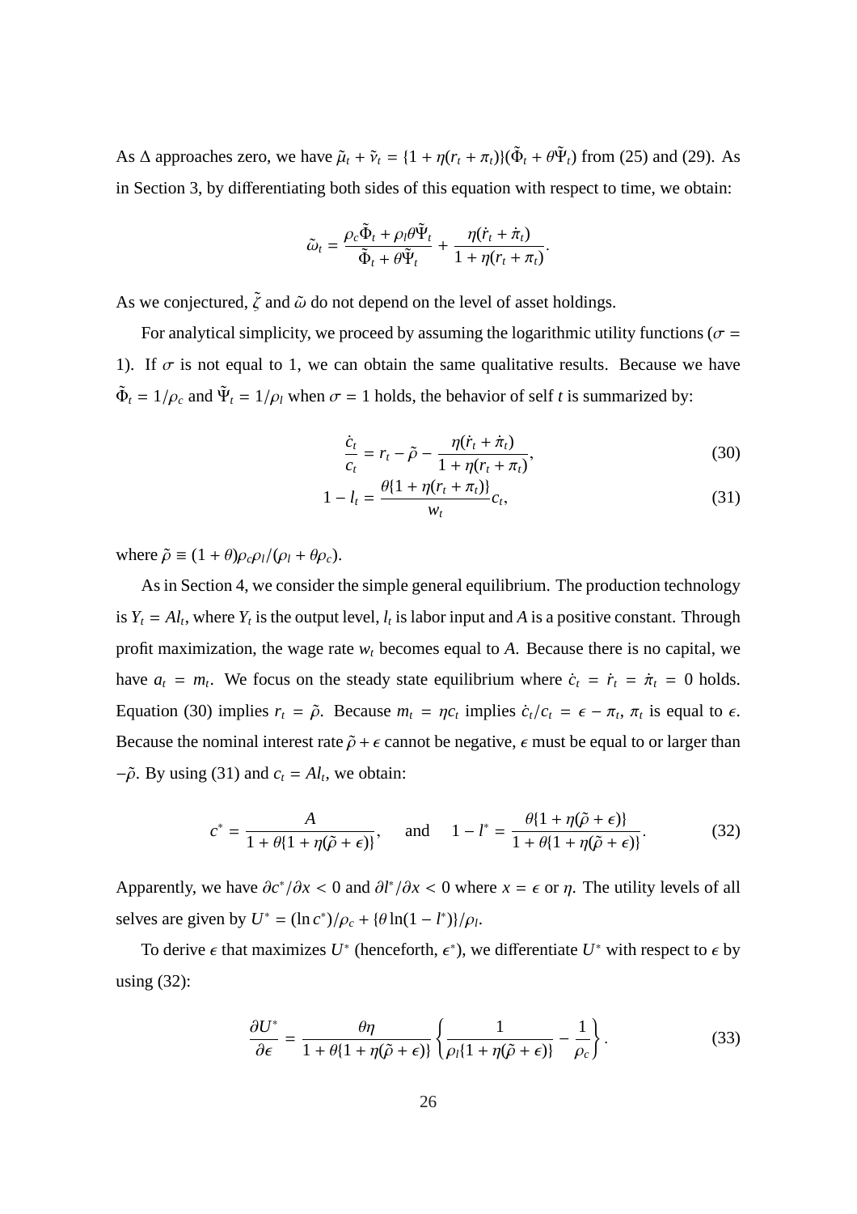As $\Delta$ approaches zero, we have $\tilde{\mu}_t + \tilde{\nu}_t = \{1 + \eta(r_t + \pi_t)\}(\tilde{\Phi}_t + \theta\tilde{\Psi}_t)$ from (25) and (29). As in Section 3, by differentiating both sides of this equation with respect to time, we obtain:

$$\tilde{\omega}_t = \frac{\rho_c \tilde{\Phi}_t + \rho_l \theta \tilde{\Psi}_t}{\tilde{\Phi}_t + \theta \tilde{\Psi}_t} + \frac{\eta(\dot{r}_t + \dot{\pi}_t)}{1 + \eta(r_t + \pi_t)}.$$

As we conjectured, $\tilde{\zeta}$ and $\tilde{\omega}$ do not depend on the level of asset holdings.

For analytical simplicity, we proceed by assuming the logarithmic utility functions ($\sigma = 1$). If $\sigma$ is not equal to 1, we can obtain the same qualitative results. Because we have $\tilde{\Phi}_t = 1/\rho_c$ and $\tilde{\Psi}_t = 1/\rho_l$ when $\sigma = 1$ holds, the behavior of self $t$ is summarized by:

$$\frac{\dot{c}_t}{c_t} = r_t - \tilde{\rho} - \frac{\eta(\dot{r}_t + \dot{\pi}_t)}{1 + \eta(r_t + \pi_t)}, \tag{30}$$

$$1 - l_t = \frac{\theta\{1 + \eta(r_t + \pi_t)\}}{w_t} c_t, \tag{31}$$

where $\tilde{\rho} \equiv (1 + \theta)\rho_c \rho_l / (\rho_l + \theta \rho_c)$.

As in Section 4, we consider the simple general equilibrium. The production technology is $Y_t = Al_t$, where $Y_t$ is the output level, $l_t$ is labor input and $A$ is a positive constant. Through profit maximization, the wage rate $w_t$ becomes equal to $A$. Because there is no capital, we have $a_t = m_t$. We focus on the steady state equilibrium where $\dot{c}_t = \dot{r}_t = \dot{\pi}_t = 0$ holds. Equation (30) implies $r_t = \tilde{\rho}$. Because $m_t = \eta c_t$ implies $\dot{c}_t / c_t = \epsilon - \pi_t$, $\pi_t$ is equal to $\epsilon$. Because the nominal interest rate $\tilde{\rho} + \epsilon$ cannot be negative, $\epsilon$ must be equal to or larger than $-\tilde{\rho}$. By using (31) and $c_t = Al_t$, we obtain:

$$c^* = \frac{A}{1 + \theta\{1 + \eta(\tilde{\rho} + \epsilon)\}}, \quad \text{and} \quad 1 - l^* = \frac{\theta\{1 + \eta(\tilde{\rho} + \epsilon)\}}{1 + \theta\{1 + \eta(\tilde{\rho} + \epsilon)\}}. \tag{32}$$

Apparently, we have $\partial c^* / \partial x < 0$ and $\partial l^* / \partial x < 0$ where $x = \epsilon$ or $\eta$. The utility levels of all selves are given by $U^* = (\ln c^*)/\rho_c + \{\theta \ln(1 - l^*)\}/\rho_l$.

To derive $\epsilon$ that maximizes $U^*$ (henceforth, $\epsilon^*$), we differentiate $U^*$ with respect to $\epsilon$ by using (32):

$$\frac{\partial U^*}{\partial \epsilon} = \frac{\theta \eta}{1 + \theta\{1 + \eta(\tilde{\rho} + \epsilon)\}} \left\{ \frac{1}{\rho_l \{1 + \eta(\tilde{\rho} + \epsilon)\}} - \frac{1}{\rho_c} \right\}. \tag{33}$$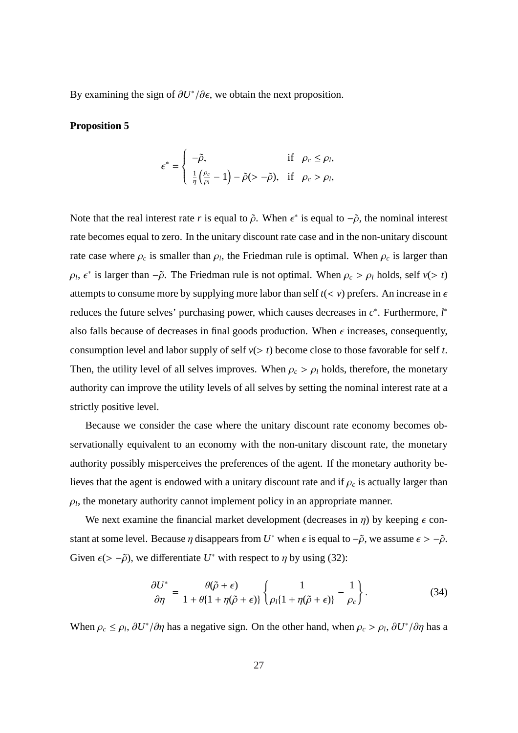By examining the sign of $\partial U^*/\partial \epsilon$, we obtain the next proposition.

**Proposition 5**

$$\epsilon^* = \begin{cases} -\tilde{\rho}, & \text{if} \quad \rho_c \leq \rho_l, \\ \frac{1}{\eta}\left(\frac{\rho_c}{\rho_l} - 1\right) - \tilde{\rho}(> -\tilde{\rho}), & \text{if} \quad \rho_c > \rho_l, \end{cases}$$

Note that the real interest rate $r$ is equal to $\tilde{\rho}$. When $\epsilon^*$ is equal to $-\tilde{\rho}$, the nominal interest rate becomes equal to zero. In the unitary discount rate case and in the non-unitary discount rate case where $\rho_c$ is smaller than $\rho_l$, the Friedman rule is optimal. When $\rho_c$ is larger than $\rho_l$, $\epsilon^*$ is larger than $-\tilde{\rho}$. The Friedman rule is not optimal. When $\rho_c > \rho_l$ holds, self $v(> t)$ attempts to consume more by supplying more labor than self $t(< v)$ prefers. An increase in $\epsilon$ reduces the future selves' purchasing power, which causes decreases in $c^*$. Furthermore, $l^*$ also falls because of decreases in final goods production. When $\epsilon$ increases, consequently, consumption level and labor supply of self $v(> t)$ become close to those favorable for self $t$. Then, the utility level of all selves improves. When $\rho_c > \rho_l$ holds, therefore, the monetary authority can improve the utility levels of all selves by setting the nominal interest rate at a strictly positive level.

Because we consider the case where the unitary discount rate economy becomes observationally equivalent to an economy with the non-unitary discount rate, the monetary authority possibly misperceives the preferences of the agent. If the monetary authority believes that the agent is endowed with a unitary discount rate and if $\rho_c$ is actually larger than $\rho_l$, the monetary authority cannot implement policy in an appropriate manner.

We next examine the financial market development (decreases in $\eta$) by keeping $\epsilon$ constant at some level. Because $\eta$ disappears from $U^*$ when $\epsilon$ is equal to $-\tilde{\rho}$, we assume $\epsilon > -\tilde{\rho}$. Given $\epsilon(> -\tilde{\rho})$, we differentiate $U^*$ with respect to $\eta$ by using (32):

$$\frac{\partial U^*}{\partial \eta} = \frac{\theta(\tilde{\rho} + \epsilon)}{1 + \theta\{1 + \eta(\tilde{\rho} + \epsilon)\}} \left\{ \frac{1}{\rho_l\{1 + \eta(\tilde{\rho} + \epsilon)\}} - \frac{1}{\rho_c} \right\}. \tag{34}$$

When $\rho_c \leq \rho_l$, $\partial U^*/\partial \eta$ has a negative sign. On the other hand, when $\rho_c > \rho_l$, $\partial U^*/\partial \eta$ has a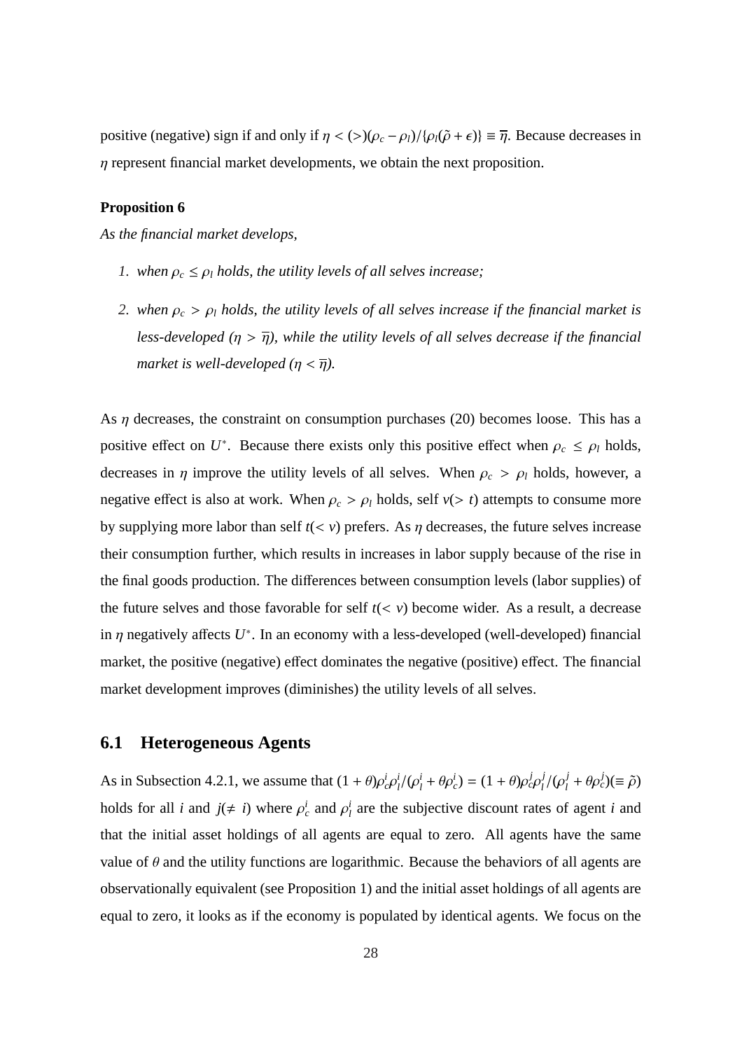positive (negative) sign if and only if $\eta < (>)(\rho_c - \rho_l)/\{\rho_l(\tilde{\rho} + \epsilon)\} \equiv \overline{\eta}$. Because decreases in $\eta$ represent financial market developments, we obtain the next proposition.

**Proposition 6**

*As the financial market develops,*

1. *when $\rho_c \leq \rho_l$ holds, the utility levels of all selves increase;*
2. *when $\rho_c > \rho_l$ holds, the utility levels of all selves increase if the financial market is less-developed ($\eta > \overline{\eta}$), while the utility levels of all selves decrease if the financial market is well-developed ($\eta < \overline{\eta}$).*

As $\eta$ decreases, the constraint on consumption purchases (20) becomes loose. This has a positive effect on $U^*$. Because there exists only this positive effect when $\rho_c \leq \rho_l$ holds, decreases in $\eta$ improve the utility levels of all selves. When $\rho_c > \rho_l$ holds, however, a negative effect is also at work. When $\rho_c > \rho_l$ holds, self $v(> t)$ attempts to consume more by supplying more labor than self $t(< v)$ prefers. As $\eta$ decreases, the future selves increase their consumption further, which results in increases in labor supply because of the rise in the final goods production. The differences between consumption levels (labor supplies) of the future selves and those favorable for self $t(< v)$ become wider. As a result, a decrease in $\eta$ negatively affects $U^*$. In an economy with a less-developed (well-developed) financial market, the positive (negative) effect dominates the negative (positive) effect. The financial market development improves (diminishes) the utility levels of all selves.

## 6.1 Heterogeneous Agents

As in Subsection 4.2.1, we assume that $(1+\theta)\rho_c^i\rho_l^i/(\rho_l^i + \theta\rho_c^i) = (1+\theta)\rho_c^j\rho_l^j/(\rho_l^j + \theta\rho_c^j)(\equiv \tilde{\rho})$ holds for all $i$ and $j(\neq i)$ where $\rho_c^i$ and $\rho_l^i$ are the subjective discount rates of agent $i$ and that the initial asset holdings of all agents are equal to zero. All agents have the same value of $\theta$ and the utility functions are logarithmic. Because the behaviors of all agents are observationally equivalent (see Proposition 1) and the initial asset holdings of all agents are equal to zero, it looks as if the economy is populated by identical agents. We focus on the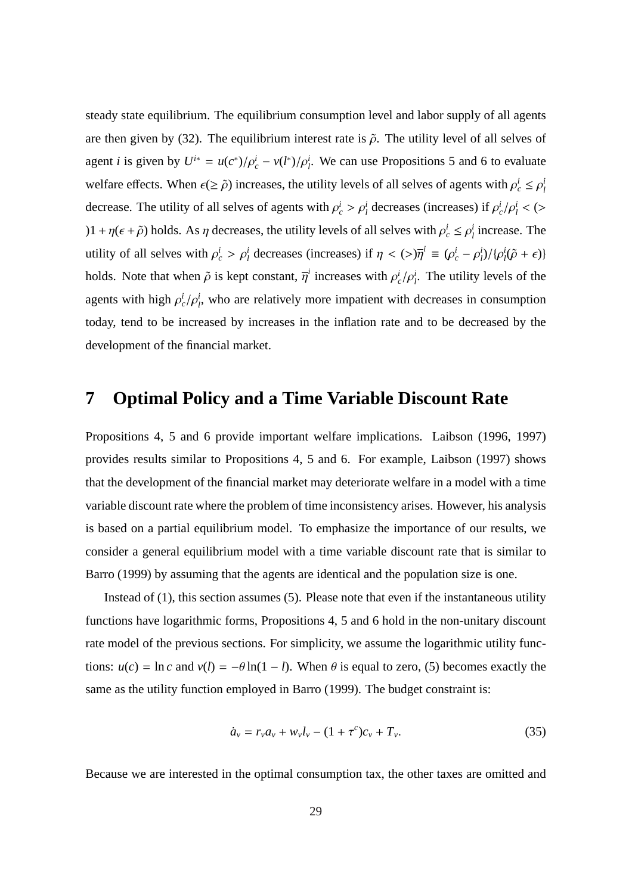steady state equilibrium. The equilibrium consumption level and labor supply of all agents are then given by (32). The equilibrium interest rate is $\tilde{\rho}$. The utility level of all selves of agent $i$ is given by $U^{i*} = u(c^*)/\rho_c^i - v(l^*)/\rho_l^i$. We can use Propositions 5 and 6 to evaluate welfare effects. When $\epsilon(\geq \tilde{\rho})$ increases, the utility levels of all selves of agents with $\rho_c^i \leq \rho_l^i$ decrease. The utility of all selves of agents with $\rho_c^i > \rho_l^i$ decreases (increases) if $\rho_c^i/\rho_l^i < (>)1 + \eta(\epsilon + \tilde{\rho})$ holds. As $\eta$ decreases, the utility levels of all selves with $\rho_c^i \leq \rho_l^i$ increase. The utility of all selves with $\rho_c^i > \rho_l^i$ decreases (increases) if $\eta < (>)\overline{\eta}^i \equiv (\rho_c^i - \rho_l^i)/\{\rho_l^i(\tilde{\rho} + \epsilon)\}$ holds. Note that when $\tilde{\rho}$ is kept constant, $\overline{\eta}^i$ increases with $\rho_c^i/\rho_l^i$. The utility levels of the agents with high $\rho_c^i/\rho_l^i$, who are relatively more impatient with decreases in consumption today, tend to be increased by increases in the inflation rate and to be decreased by the development of the financial market.

## 7 Optimal Policy and a Time Variable Discount Rate

Propositions 4, 5 and 6 provide important welfare implications. Laibson (1996, 1997) provides results similar to Propositions 4, 5 and 6. For example, Laibson (1997) shows that the development of the financial market may deteriorate welfare in a model with a time variable discount rate where the problem of time inconsistency arises. However, his analysis is based on a partial equilibrium model. To emphasize the importance of our results, we consider a general equilibrium model with a time variable discount rate that is similar to Barro (1999) by assuming that the agents are identical and the population size is one.

Instead of (1), this section assumes (5). Please note that even if the instantaneous utility functions have logarithmic forms, Propositions 4, 5 and 6 hold in the non-unitary discount rate model of the previous sections. For simplicity, we assume the logarithmic utility functions: $u(c) = \ln c$ and $v(l) = -\theta \ln(1 - l)$. When $\theta$ is equal to zero, (5) becomes exactly the same as the utility function employed in Barro (1999). The budget constraint is:

$$\dot{a}_v = r_v a_v + w_v l_v - (1 + \tau^c)c_v + T_v. \tag{35}$$

Because we are interested in the optimal consumption tax, the other taxes are omitted and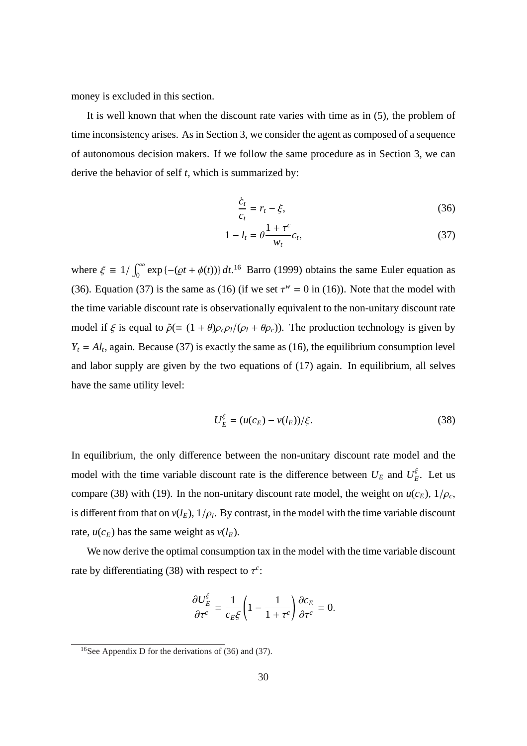money is excluded in this section.

It is well known that when the discount rate varies with time as in (5), the problem of time inconsistency arises. As in Section 3, we consider the agent as composed of a sequence of autonomous decision makers. If we follow the same procedure as in Section 3, we can derive the behavior of self $t$, which is summarized by:

$$\frac{\dot{c}_t}{c_t} = r_t - \xi, \tag{36}$$

$$1 - l_t = \theta \frac{1+\tau^c}{w_t} c_t, \tag{37}$$

where $\xi \equiv 1/\int_0^\infty \exp\{-(\varrho t + \phi(t))\}\, dt$.[16] Barro (1999) obtains the same Euler equation as (36). Equation (37) is the same as (16) (if we set $\tau^w = 0$ in (16)). Note that the model with the time variable discount rate is observationally equivalent to the non-unitary discount rate model if $\xi$ is equal to $\tilde{\rho}(\equiv (1+\theta)\rho_c\rho_l/(\rho_l + \theta\rho_c))$. The production technology is given by $Y_t = Al_t$, again. Because (37) is exactly the same as (16), the equilibrium consumption level and labor supply are given by the two equations of (17) again. In equilibrium, all selves have the same utility level:

$$U_E^\xi = (u(c_E) - v(l_E))/\xi. \tag{38}$$

In equilibrium, the only difference between the non-unitary discount rate model and the model with the time variable discount rate is the difference between $U_E$ and $U_E^\xi$. Let us compare (38) with (19). In the non-unitary discount rate model, the weight on $u(c_E)$, $1/\rho_c$, is different from that on $v(l_E)$, $1/\rho_l$. By contrast, in the model with the time variable discount rate, $u(c_E)$ has the same weight as $v(l_E)$.

We now derive the optimal consumption tax in the model with the time variable discount rate by differentiating (38) with respect to $\tau^c$:

$$\frac{\partial U_E^\xi}{\partial \tau^c} = \frac{1}{c_E \xi}\left(1 - \frac{1}{1+\tau^c}\right)\frac{\partial c_E}{\partial \tau^c} = 0.$$

[16] See Appendix D for the derivations of (36) and (37).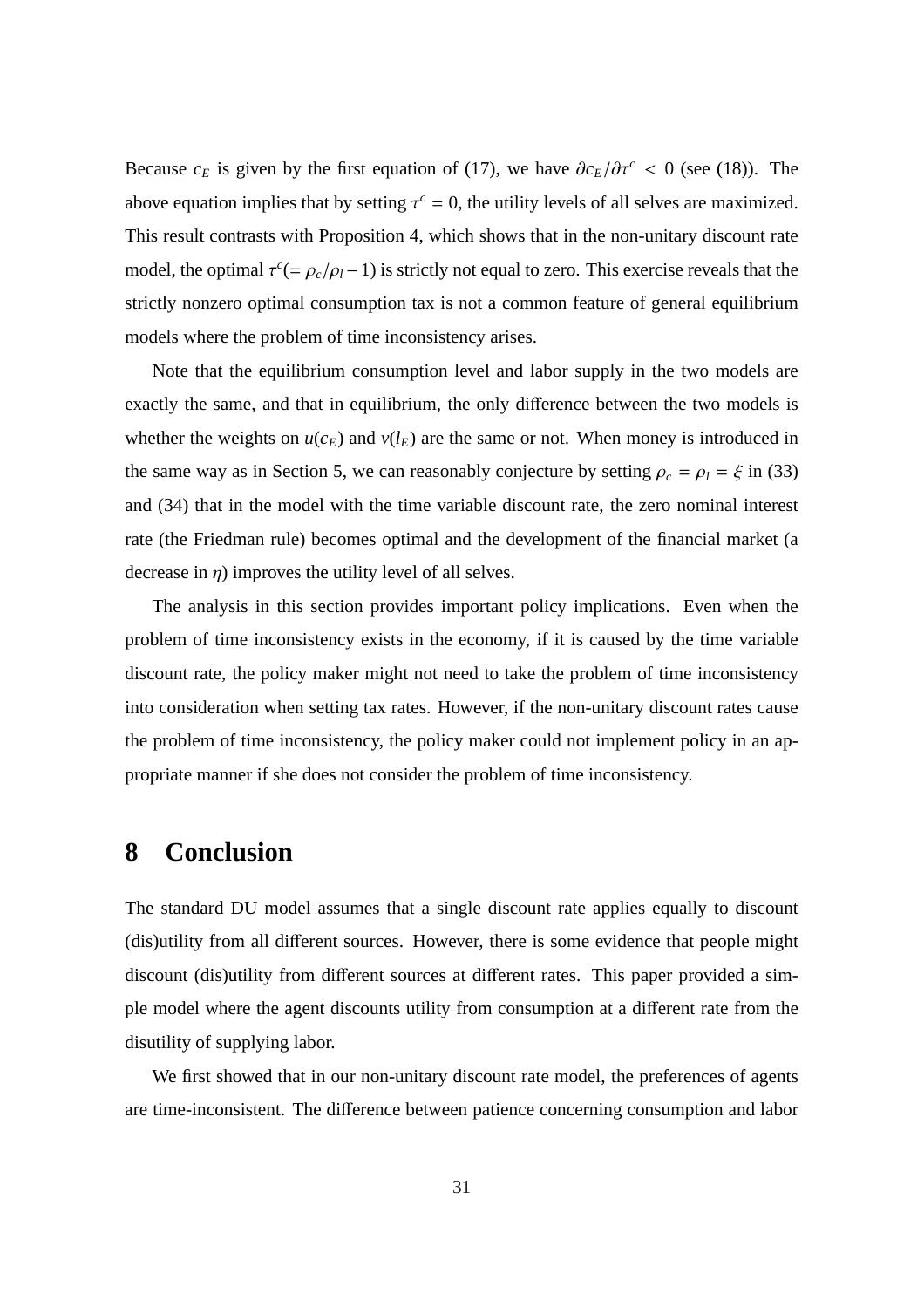Because $c_E$ is given by the first equation of (17), we have $\partial c_E/\partial \tau^c < 0$ (see (18)). The above equation implies that by setting $\tau^c = 0$, the utility levels of all selves are maximized. This result contrasts with Proposition 4, which shows that in the non-unitary discount rate model, the optimal $\tau^c (= \rho_c/\rho_l - 1)$ is strictly not equal to zero. This exercise reveals that the strictly nonzero optimal consumption tax is not a common feature of general equilibrium models where the problem of time inconsistency arises.

Note that the equilibrium consumption level and labor supply in the two models are exactly the same, and that in equilibrium, the only difference between the two models is whether the weights on $u(c_E)$ and $v(l_E)$ are the same or not. When money is introduced in the same way as in Section 5, we can reasonably conjecture by setting $\rho_c = \rho_l = \xi$ in (33) and (34) that in the model with the time variable discount rate, the zero nominal interest rate (the Friedman rule) becomes optimal and the development of the financial market (a decrease in $\eta$) improves the utility level of all selves.

The analysis in this section provides important policy implications. Even when the problem of time inconsistency exists in the economy, if it is caused by the time variable discount rate, the policy maker might not need to take the problem of time inconsistency into consideration when setting tax rates. However, if the non-unitary discount rates cause the problem of time inconsistency, the policy maker could not implement policy in an appropriate manner if she does not consider the problem of time inconsistency.

# 8 Conclusion

The standard DU model assumes that a single discount rate applies equally to discount (dis)utility from all different sources. However, there is some evidence that people might discount (dis)utility from different sources at different rates. This paper provided a simple model where the agent discounts utility from consumption at a different rate from the disutility of supplying labor.

We first showed that in our non-unitary discount rate model, the preferences of agents are time-inconsistent. The difference between patience concerning consumption and labor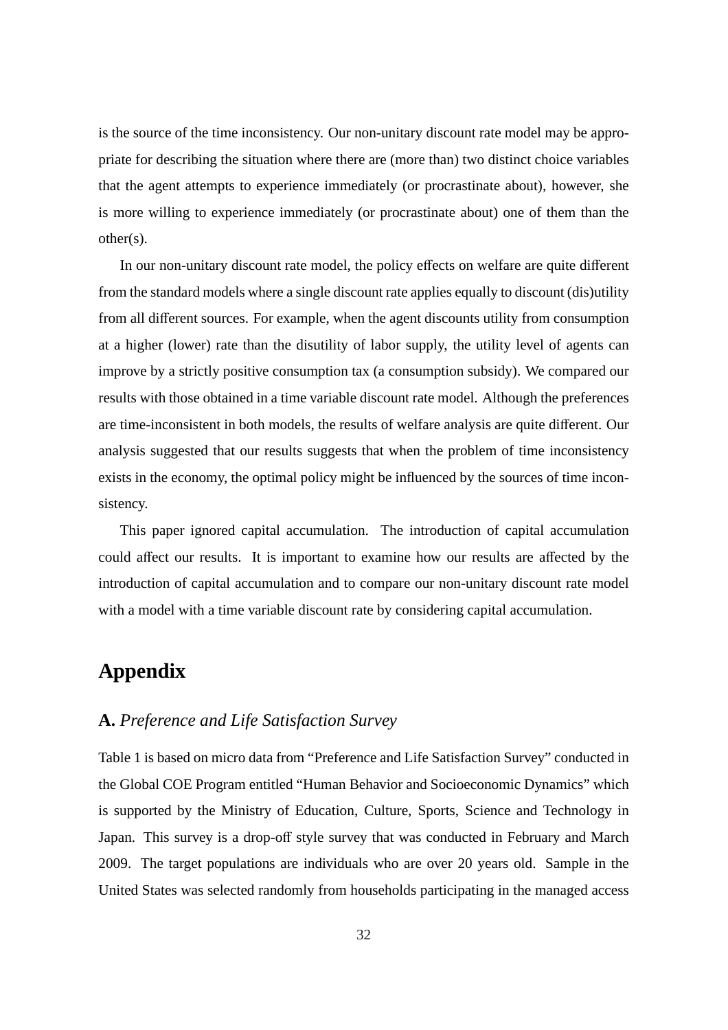is the source of the time inconsistency. Our non-unitary discount rate model may be appropriate for describing the situation where there are (more than) two distinct choice variables that the agent attempts to experience immediately (or procrastinate about), however, she is more willing to experience immediately (or procrastinate about) one of them than the other(s).

In our non-unitary discount rate model, the policy effects on welfare are quite different from the standard models where a single discount rate applies equally to discount (dis)utility from all different sources. For example, when the agent discounts utility from consumption at a higher (lower) rate than the disutility of labor supply, the utility level of agents can improve by a strictly positive consumption tax (a consumption subsidy). We compared our results with those obtained in a time variable discount rate model. Although the preferences are time-inconsistent in both models, the results of welfare analysis are quite different. Our analysis suggested that our results suggests that when the problem of time inconsistency exists in the economy, the optimal policy might be influenced by the sources of time inconsistency.

This paper ignored capital accumulation. The introduction of capital accumulation could affect our results. It is important to examine how our results are affected by the introduction of capital accumulation and to compare our non-unitary discount rate model with a model with a time variable discount rate by considering capital accumulation.

# Appendix

## A. *Preference and Life Satisfaction Survey*

Table 1 is based on micro data from "Preference and Life Satisfaction Survey" conducted in the Global COE Program entitled "Human Behavior and Socioeconomic Dynamics" which is supported by the Ministry of Education, Culture, Sports, Science and Technology in Japan. This survey is a drop-off style survey that was conducted in February and March 2009. The target populations are individuals who are over 20 years old. Sample in the United States was selected randomly from households participating in the managed access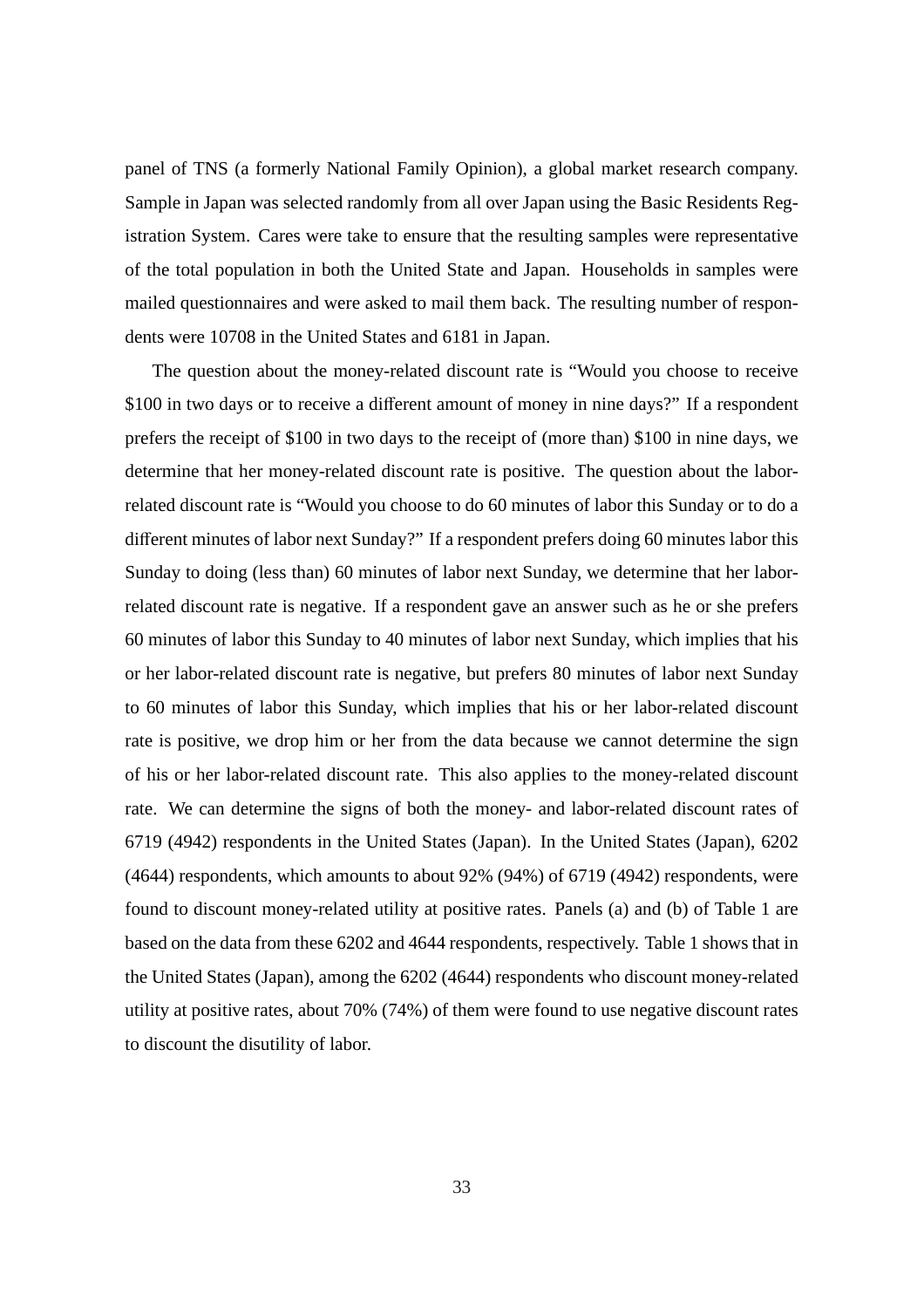panel of TNS (a formerly National Family Opinion), a global market research company. Sample in Japan was selected randomly from all over Japan using the Basic Residents Registration System. Cares were take to ensure that the resulting samples were representative of the total population in both the United State and Japan. Households in samples were mailed questionnaires and were asked to mail them back. The resulting number of respondents were 10708 in the United States and 6181 in Japan.

The question about the money-related discount rate is "Would you choose to receive $100 in two days or to receive a different amount of money in nine days?" If a respondent prefers the receipt of $100 in two days to the receipt of (more than) $100 in nine days, we determine that her money-related discount rate is positive. The question about the labor-related discount rate is "Would you choose to do 60 minutes of labor this Sunday or to do a different minutes of labor next Sunday?" If a respondent prefers doing 60 minutes labor this Sunday to doing (less than) 60 minutes of labor next Sunday, we determine that her labor-related discount rate is negative. If a respondent gave an answer such as he or she prefers 60 minutes of labor this Sunday to 40 minutes of labor next Sunday, which implies that his or her labor-related discount rate is negative, but prefers 80 minutes of labor next Sunday to 60 minutes of labor this Sunday, which implies that his or her labor-related discount rate is positive, we drop him or her from the data because we cannot determine the sign of his or her labor-related discount rate. This also applies to the money-related discount rate. We can determine the signs of both the money- and labor-related discount rates of 6719 (4942) respondents in the United States (Japan). In the United States (Japan), 6202 (4644) respondents, which amounts to about 92% (94%) of 6719 (4942) respondents, were found to discount money-related utility at positive rates. Panels (a) and (b) of Table 1 are based on the data from these 6202 and 4644 respondents, respectively. Table 1 shows that in the United States (Japan), among the 6202 (4644) respondents who discount money-related utility at positive rates, about 70% (74%) of them were found to use negative discount rates to discount the disutility of labor.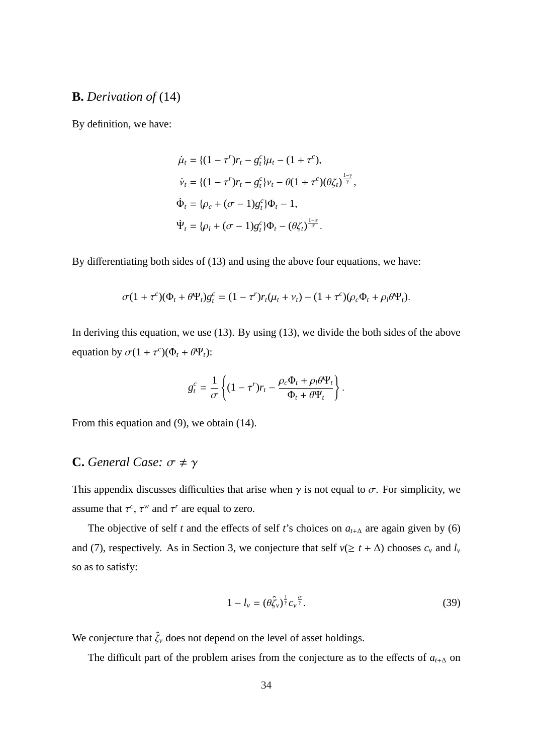## **B.** *Derivation of* (14)

By definition, we have:

$$
\begin{aligned}
\dot{\mu}_t &= \{(1-\tau^r)r_t - g_t^c\}\mu_t - (1+\tau^c), \\
\dot{\nu}_t &= \{(1-\tau^r)r_t - g_t^c\}\nu_t - \theta(1+\tau^c)(\theta\zeta_t)^{\frac{1-\gamma}{\gamma}}, \\
\dot{\Phi}_t &= \{\rho_c + (\sigma-1)g_t^c\}\Phi_t - 1, \\
\dot{\Psi}_t &= \{\rho_l + (\sigma-1)g_t^c\}\Phi_t - (\theta\zeta_t)^{\frac{1-\sigma}{\sigma}}.
\end{aligned}
$$

By differentiating both sides of (13) and using the above four equations, we have:

$$
\sigma(1+\tau^c)(\Phi_t + \theta\Psi_t)g_t^c = (1-\tau^r)r_t(\mu_t+\nu_t) - (1+\tau^c)(\rho_c\Phi_t + \rho_l\theta\Psi_t).
$$

In deriving this equation, we use (13). By using (13), we divide the both sides of the above equation by $\sigma(1+\tau^c)(\Phi_t+\theta\Psi_t)$:

$$
g_t^c = \frac{1}{\sigma}\left\{(1-\tau^r)r_t - \frac{\rho_c\Phi_t + \rho_l\theta\Psi_t}{\Phi_t+\theta\Psi_t}\right\}.
$$

From this equation and (9), we obtain (14).

## **C.** *General Case:* $\sigma \neq \gamma$

This appendix discusses difficulties that arise when $\gamma$ is not equal to $\sigma$. For simplicity, we assume that $\tau^c$, $\tau^w$ and $\tau^r$ are equal to zero.

The objective of self $t$ and the effects of self $t$'s choices on $a_{t+\Delta}$ are again given by (6) and (7), respectively. As in Section 3, we conjecture that self $v(\geq t+\Delta)$ chooses $c_v$ and $l_v$ so as to satisfy:

$$
1 - l_v = (\theta\hat{\zeta}_v)^{\frac{1}{\gamma}} c_v^{\frac{\sigma}{\gamma}}. \tag{39}
$$

We conjecture that $\hat{\zeta}_v$ does not depend on the level of asset holdings.

The difficult part of the problem arises from the conjecture as to the effects of $a_{t+\Delta}$ on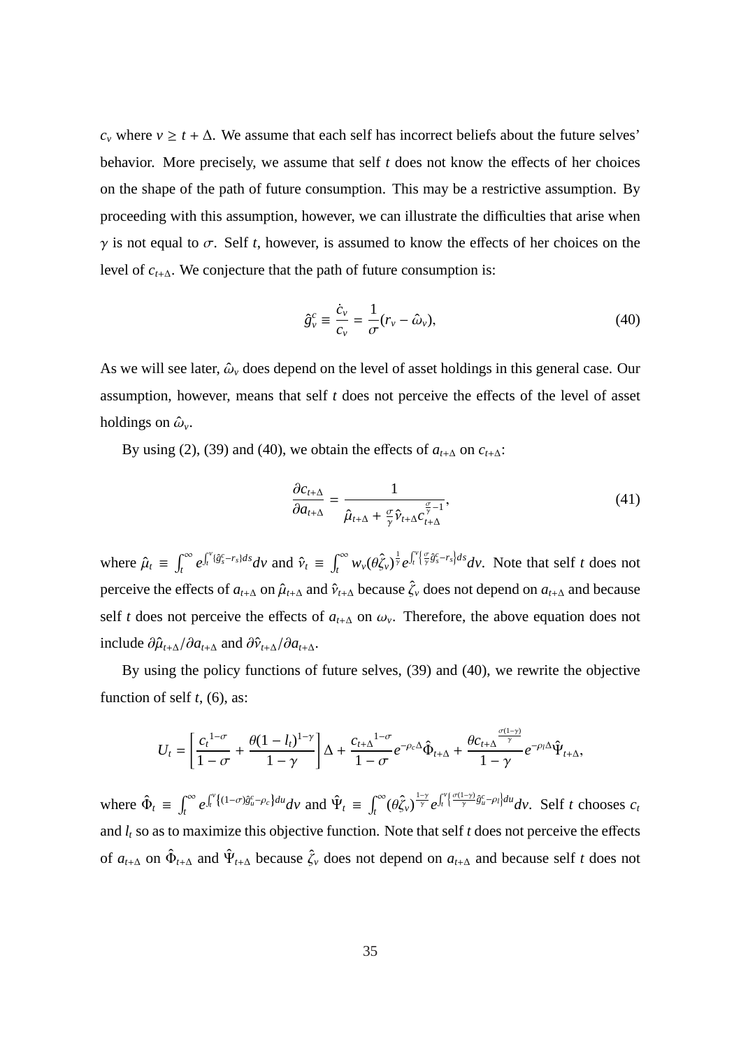$c_v$ where $v \geq t + \Delta$. We assume that each self has incorrect beliefs about the future selves' behavior. More precisely, we assume that self $t$ does not know the effects of her choices on the shape of the path of future consumption. This may be a restrictive assumption. By proceeding with this assumption, however, we can illustrate the difficulties that arise when $\gamma$ is not equal to $\sigma$. Self $t$, however, is assumed to know the effects of her choices on the level of $c_{t+\Delta}$. We conjecture that the path of future consumption is:

$$\hat{g}_v^c \equiv \frac{\dot{c}_v}{c_v} = \frac{1}{\sigma}(r_v - \hat{\omega}_v), \tag{40}$$

As we will see later, $\hat{\omega}_v$ does depend on the level of asset holdings in this general case. Our assumption, however, means that self $t$ does not perceive the effects of the level of asset holdings on $\hat{\omega}_v$.

By using (2), (39) and (40), we obtain the effects of $a_{t+\Delta}$ on $c_{t+\Delta}$:

$$\frac{\partial c_{t+\Delta}}{\partial a_{t+\Delta}} = \frac{1}{\hat{\mu}_{t+\Delta} + \frac{\sigma}{\gamma}\hat{\nu}_{t+\Delta} c_{t+\Delta}^{\frac{\sigma}{\gamma}-1}}, \tag{41}$$

where $\hat{\mu}_t \equiv \int_t^\infty e^{\int_t^v (\hat{g}_s^c - r_s)ds} dv$ and $\hat{\nu}_t \equiv \int_t^\infty w_v (\theta \hat{\zeta}_v)^{\frac{1}{\gamma}} e^{\int_t^v \left\{\frac{\sigma}{\gamma}\hat{g}_s^c - r_s\right\} ds} dv$. Note that self $t$ does not perceive the effects of $a_{t+\Delta}$ on $\hat{\mu}_{t+\Delta}$ and $\hat{\nu}_{t+\Delta}$ because $\hat{\zeta}_v$ does not depend on $a_{t+\Delta}$ and because self $t$ does not perceive the effects of $a_{t+\Delta}$ on $\omega_v$. Therefore, the above equation does not include $\partial \hat{\mu}_{t+\Delta}/\partial a_{t+\Delta}$ and $\partial \hat{\nu}_{t+\Delta}/\partial a_{t+\Delta}$.

By using the policy functions of future selves, (39) and (40), we rewrite the objective function of self $t$, (6), as:

$$U_t = \left[\frac{c_t^{1-\sigma}}{1-\sigma} + \frac{\theta(1-l_t)^{1-\gamma}}{1-\gamma}\right]\Delta + \frac{c_{t+\Delta}^{1-\sigma}}{1-\sigma} e^{-\rho_c \Delta} \hat{\Phi}_{t+\Delta} + \frac{\theta c_{t+\Delta}^{\frac{\sigma(1-\gamma)}{\gamma}}}{1-\gamma} e^{-\rho_l \Delta} \hat{\Psi}_{t+\Delta},$$

where $\hat{\Phi}_t \equiv \int_t^\infty e^{\int_t^v \{(1-\sigma)\hat{g}_u^c - \rho_c\} du} dv$ and $\hat{\Psi}_t \equiv \int_t^\infty (\theta \hat{\zeta}_v)^{\frac{1-\gamma}{\gamma}} e^{\int_t^v \left\{\frac{\sigma(1-\gamma)}{\gamma}\hat{g}_u^c - \rho_l\right\} du} dv$. Self $t$ chooses $c_t$ and $l_t$ so as to maximize this objective function. Note that self $t$ does not perceive the effects of $a_{t+\Delta}$ on $\hat{\Phi}_{t+\Delta}$ and $\hat{\Psi}_{t+\Delta}$ because $\hat{\zeta}_v$ does not depend on $a_{t+\Delta}$ and because self $t$ does not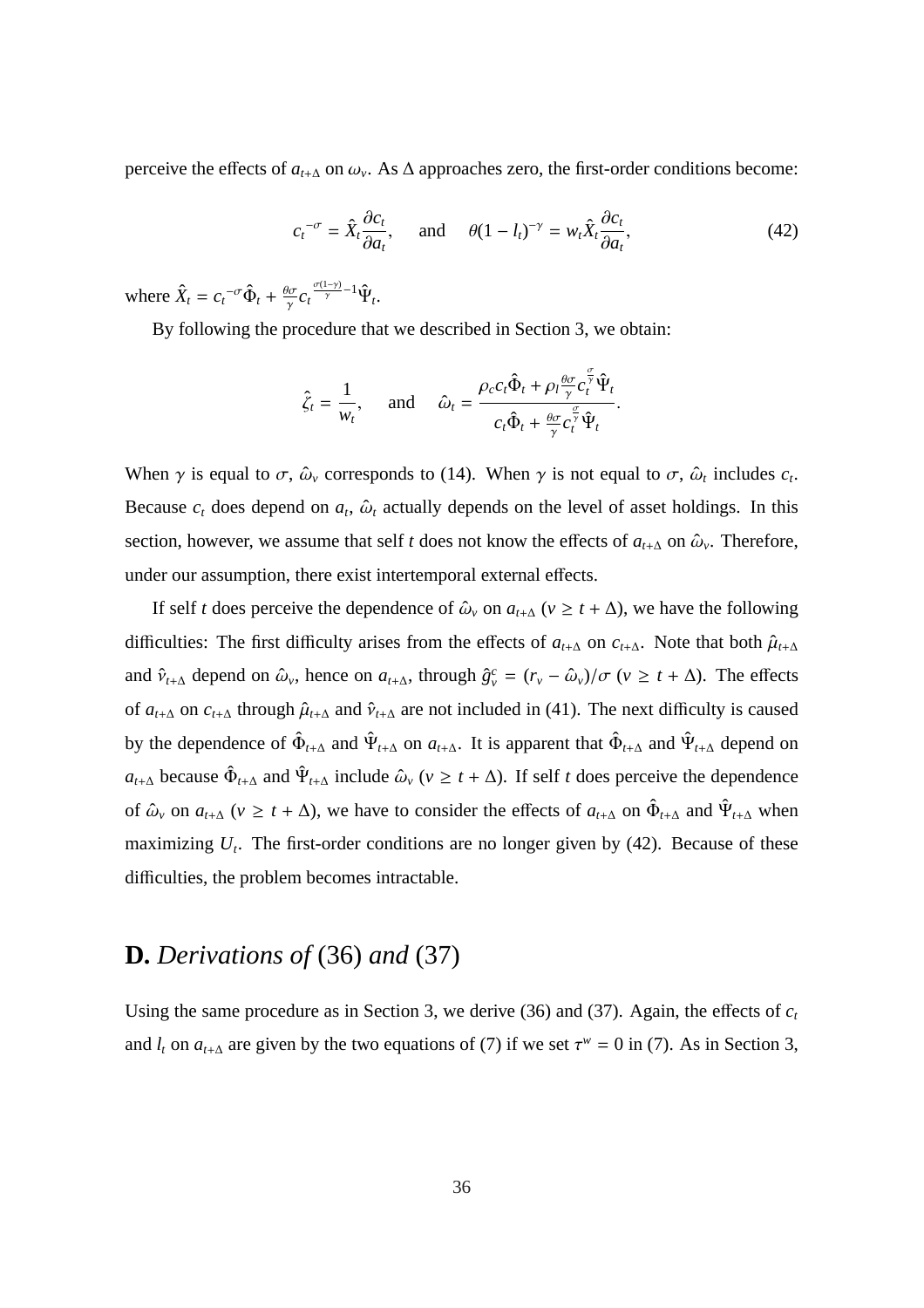perceive the effects of $a_{t+\Delta}$ on $\omega_v$. As $\Delta$ approaches zero, the first-order conditions become:

$$c_t^{-\sigma} = \hat{X}_t \frac{\partial c_t}{\partial a_t}, \quad \text{and} \quad \theta(1-l_t)^{-\gamma} = w_t \hat{X}_t \frac{\partial c_t}{\partial a_t}, \tag{42}$$

where $\hat{X}_t = c_t^{-\sigma}\hat{\Phi}_t + \frac{\theta\sigma}{\gamma} c_t^{\frac{\sigma(1-\gamma)}{\gamma}-1}\hat{\Psi}_t$.

By following the procedure that we described in Section 3, we obtain:

$$\hat{\zeta}_t = \frac{1}{w_t}, \quad \text{and} \quad \hat{\omega}_t = \frac{\rho_c c_t \hat{\Phi}_t + \rho_l \frac{\theta\sigma}{\gamma} c_t^{\frac{\sigma}{\gamma}} \hat{\Psi}_t}{c_t \hat{\Phi}_t + \frac{\theta\sigma}{\gamma} c_t^{\frac{\sigma}{\gamma}} \hat{\Psi}_t}.$$

When $\gamma$ is equal to $\sigma$, $\hat{\omega}_v$ corresponds to (14). When $\gamma$ is not equal to $\sigma$, $\hat{\omega}_t$ includes $c_t$. Because $c_t$ does depend on $a_t$, $\hat{\omega}_t$ actually depends on the level of asset holdings. In this section, however, we assume that self $t$ does not know the effects of $a_{t+\Delta}$ on $\hat{\omega}_v$. Therefore, under our assumption, there exist intertemporal external effects.

If self $t$ does perceive the dependence of $\hat{\omega}_v$ on $a_{t+\Delta}$ ($v \geq t+\Delta$), we have the following difficulties: The first difficulty arises from the effects of $a_{t+\Delta}$ on $c_{t+\Delta}$. Note that both $\hat{\mu}_{t+\Delta}$ and $\hat{\nu}_{t+\Delta}$ depend on $\hat{\omega}_v$, hence on $a_{t+\Delta}$, through $\hat{g}^c_v = (r_v - \hat{\omega}_v)/\sigma$ ($v \geq t+\Delta$). The effects of $a_{t+\Delta}$ on $c_{t+\Delta}$ through $\hat{\mu}_{t+\Delta}$ and $\hat{\nu}_{t+\Delta}$ are not included in (41). The next difficulty is caused by the dependence of $\hat{\Phi}_{t+\Delta}$ and $\hat{\Psi}_{t+\Delta}$ on $a_{t+\Delta}$. It is apparent that $\hat{\Phi}_{t+\Delta}$ and $\hat{\Psi}_{t+\Delta}$ depend on $a_{t+\Delta}$ because $\hat{\Phi}_{t+\Delta}$ and $\hat{\Psi}_{t+\Delta}$ include $\hat{\omega}_v$ ($v \geq t+\Delta$). If self $t$ does perceive the dependence of $\hat{\omega}_v$ on $a_{t+\Delta}$ ($v \geq t+\Delta$), we have to consider the effects of $a_{t+\Delta}$ on $\hat{\Phi}_{t+\Delta}$ and $\hat{\Psi}_{t+\Delta}$ when maximizing $U_t$. The first-order conditions are no longer given by (42). Because of these difficulties, the problem becomes intractable.

## D. *Derivations of* (36) *and* (37)

Using the same procedure as in Section 3, we derive (36) and (37). Again, the effects of $c_t$ and $l_t$ on $a_{t+\Delta}$ are given by the two equations of (7) if we set $\tau^w = 0$ in (7). As in Section 3,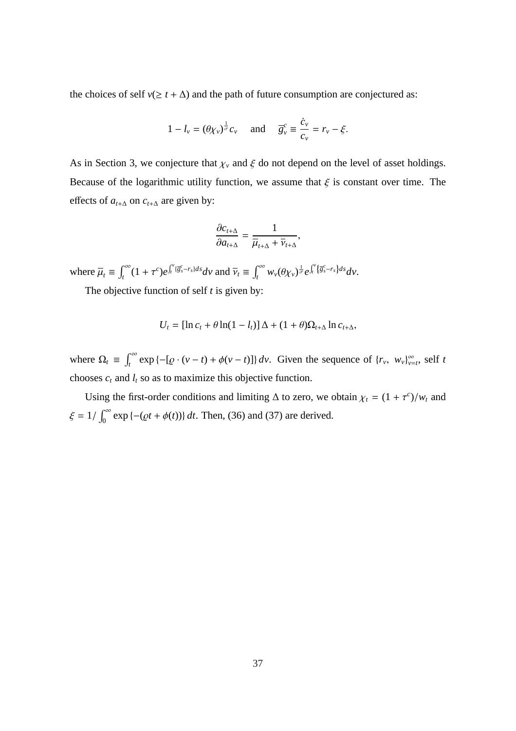the choices of self $v(\geq t+\Delta)$ and the path of future consumption are conjectured as:

$$1-l_v=(\theta\chi_v)^{\frac{1}{\sigma}}c_v \quad \text{and} \quad \overline{g}^c_v\equiv\frac{\dot{c}_v}{c_v}=r_v-\xi.$$

As in Section 3, we conjecture that $\chi_v$ and $\xi$ do not depend on the level of asset holdings. Because of the logarithmic utility function, we assume that $\xi$ is constant over time. The effects of $a_{t+\Delta}$ on $c_{t+\Delta}$ are given by:

$$\frac{\partial c_{t+\Delta}}{\partial a_{t+\Delta}}=\frac{1}{\overline{\mu}_{t+\Delta}+\overline{\nu}_{t+\Delta}},$$

where $\overline{\mu}_t\equiv\int_t^\infty(1+\tau^c)e^{\int_t^v\{\overline{g}^c_s-r_s\}ds}dv$ and $\overline{\nu}_t\equiv\int_t^\infty w_v(\theta\chi_v)^{\frac{1}{\sigma}}e^{\int_t^v\{\overline{g}^c_s-r_s\}ds}dv$.

The objective function of self $t$ is given by:

$$U_t=[\ln c_t+\theta\ln(1-l_t)]\,\Delta+(1+\theta)\Omega_{t+\Delta}\ln c_{t+\Delta},$$

where $\Omega_t\equiv\int_t^\infty\exp\{-[\varrho\cdot(v-t)+\phi(v-t)]\}\,dv$. Given the sequence of $\{r_v,\ w_v\}_{v=t}^\infty$, self $t$ chooses $c_t$ and $l_t$ so as to maximize this objective function.

Using the first-order conditions and limiting $\Delta$ to zero, we obtain $\chi_t=(1+\tau^c)/w_t$ and $\xi=1/\int_0^\infty\exp\{-(\varrho t+\phi(t))\}\,dt$. Then, (36) and (37) are derived.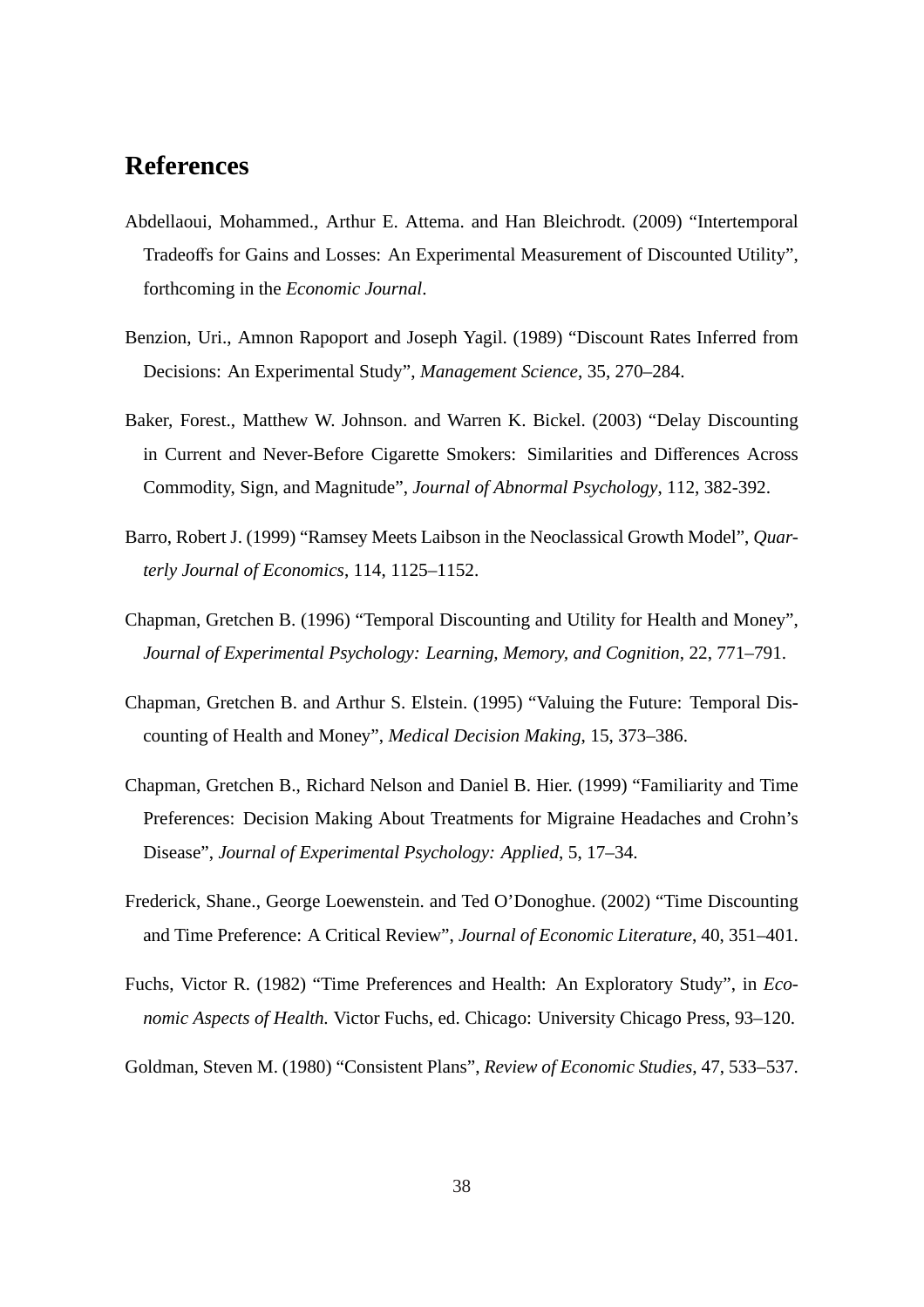# References

Abdellaoui, Mohammed., Arthur E. Attema. and Han Bleichrodt. (2009) "Intertemporal Tradeoffs for Gains and Losses: An Experimental Measurement of Discounted Utility", forthcoming in the *Economic Journal*.

Benzion, Uri., Amnon Rapoport and Joseph Yagil. (1989) "Discount Rates Inferred from Decisions: An Experimental Study", *Management Science*, 35, 270–284.

Baker, Forest., Matthew W. Johnson. and Warren K. Bickel. (2003) "Delay Discounting in Current and Never-Before Cigarette Smokers: Similarities and Differences Across Commodity, Sign, and Magnitude", *Journal of Abnormal Psychology*, 112, 382-392.

Barro, Robert J. (1999) "Ramsey Meets Laibson in the Neoclassical Growth Model", *Quarterly Journal of Economics*, 114, 1125–1152.

Chapman, Gretchen B. (1996) "Temporal Discounting and Utility for Health and Money", *Journal of Experimental Psychology: Learning, Memory, and Cognition*, 22, 771–791.

Chapman, Gretchen B. and Arthur S. Elstein. (1995) "Valuing the Future: Temporal Discounting of Health and Money", *Medical Decision Making*, 15, 373–386.

Chapman, Gretchen B., Richard Nelson and Daniel B. Hier. (1999) "Familiarity and Time Preferences: Decision Making About Treatments for Migraine Headaches and Crohn's Disease", *Journal of Experimental Psychology: Applied*, 5, 17–34.

Frederick, Shane., George Loewenstein. and Ted O'Donoghue. (2002) "Time Discounting and Time Preference: A Critical Review", *Journal of Economic Literature*, 40, 351–401.

Fuchs, Victor R. (1982) "Time Preferences and Health: An Exploratory Study", in *Economic Aspects of Health.* Victor Fuchs, ed. Chicago: University Chicago Press, 93–120.

Goldman, Steven M. (1980) "Consistent Plans", *Review of Economic Studies*, 47, 533–537.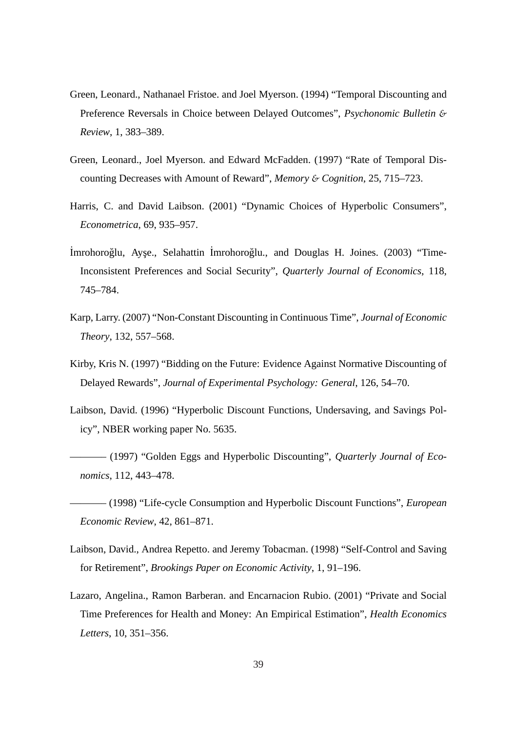Green, Leonard., Nathanael Fristoe. and Joel Myerson. (1994) "Temporal Discounting and Preference Reversals in Choice between Delayed Outcomes", *Psychonomic Bulletin & Review*, 1, 383–389.

Green, Leonard., Joel Myerson. and Edward McFadden. (1997) "Rate of Temporal Discounting Decreases with Amount of Reward", *Memory & Cognition*, 25, 715–723.

Harris, C. and David Laibson. (2001) "Dynamic Choices of Hyperbolic Consumers", *Econometrica*, 69, 935–957.

İmrohoroğlu, Ayşe., Selahattin İmrohoroğlu., and Douglas H. Joines. (2003) "Time-Inconsistent Preferences and Social Security", *Quarterly Journal of Economics*, 118, 745–784.

Karp, Larry. (2007) "Non-Constant Discounting in Continuous Time", *Journal of Economic Theory*, 132, 557–568.

Kirby, Kris N. (1997) "Bidding on the Future: Evidence Against Normative Discounting of Delayed Rewards", *Journal of Experimental Psychology: General*, 126, 54–70.

Laibson, David. (1996) "Hyperbolic Discount Functions, Undersaving, and Savings Policy", NBER working paper No. 5635.

——— (1997) "Golden Eggs and Hyperbolic Discounting", *Quarterly Journal of Economics*, 112, 443–478.

——— (1998) "Life-cycle Consumption and Hyperbolic Discount Functions", *European Economic Review*, 42, 861–871.

Laibson, David., Andrea Repetto. and Jeremy Tobacman. (1998) "Self-Control and Saving for Retirement", *Brookings Paper on Economic Activity*, 1, 91–196.

Lazaro, Angelina., Ramon Barberan. and Encarnacion Rubio. (2001) "Private and Social Time Preferences for Health and Money: An Empirical Estimation", *Health Economics Letters*, 10, 351–356.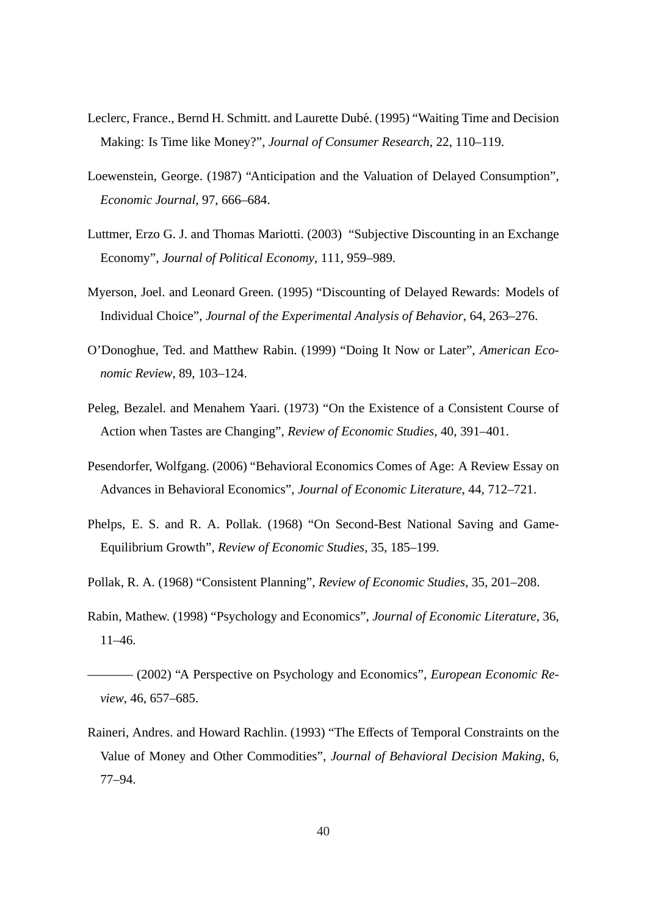Leclerc, France., Bernd H. Schmitt. and Laurette Dubé. (1995) “Waiting Time and Decision Making: Is Time like Money?”, *Journal of Consumer Research*, 22, 110–119.

Loewenstein, George. (1987) “Anticipation and the Valuation of Delayed Consumption”, *Economic Journal*, 97, 666–684.

Luttmer, Erzo G. J. and Thomas Mariotti. (2003) “Subjective Discounting in an Exchange Economy”, *Journal of Political Economy*, 111, 959–989.

Myerson, Joel. and Leonard Green. (1995) “Discounting of Delayed Rewards: Models of Individual Choice”, *Journal of the Experimental Analysis of Behavior*, 64, 263–276.

O’Donoghue, Ted. and Matthew Rabin. (1999) “Doing It Now or Later”, *American Economic Review*, 89, 103–124.

Peleg, Bezalel. and Menahem Yaari. (1973) “On the Existence of a Consistent Course of Action when Tastes are Changing”, *Review of Economic Studies*, 40, 391–401.

Pesendorfer, Wolfgang. (2006) “Behavioral Economics Comes of Age: A Review Essay on Advances in Behavioral Economics”, *Journal of Economic Literature*, 44, 712–721.

Phelps, E. S. and R. A. Pollak. (1968) “On Second-Best National Saving and Game-Equilibrium Growth”, *Review of Economic Studies*, 35, 185–199.

Pollak, R. A. (1968) “Consistent Planning”, *Review of Economic Studies*, 35, 201–208.

Rabin, Mathew. (1998) “Psychology and Economics”, *Journal of Economic Literature*, 36, 11–46.

——— (2002) “A Perspective on Psychology and Economics”, *European Economic Review*, 46, 657–685.

Raineri, Andres. and Howard Rachlin. (1993) “The Effects of Temporal Constraints on the Value of Money and Other Commodities”, *Journal of Behavioral Decision Making*, 6, 77–94.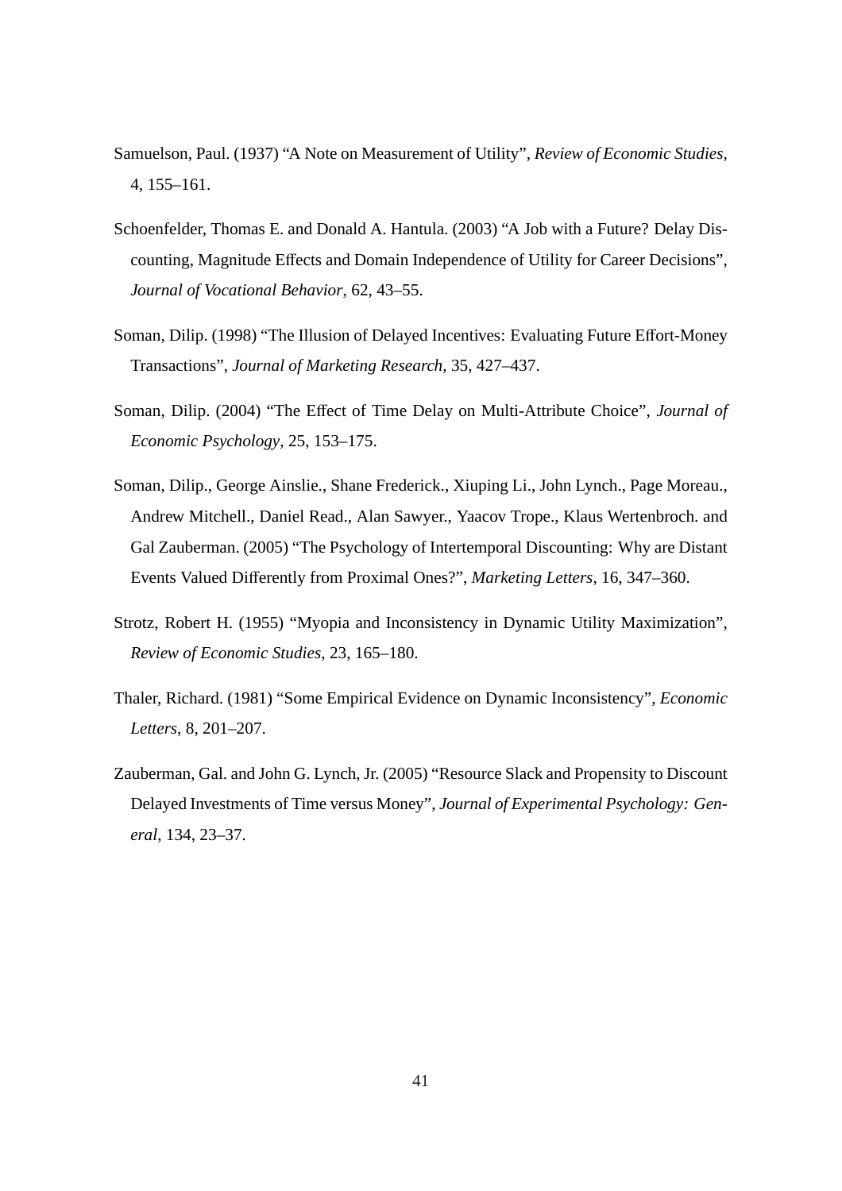Samuelson, Paul. (1937) "A Note on Measurement of Utility", *Review of Economic Studies*, 4, 155–161.

Schoenfelder, Thomas E. and Donald A. Hantula. (2003) "A Job with a Future? Delay Discounting, Magnitude Effects and Domain Independence of Utility for Career Decisions", *Journal of Vocational Behavior*, 62, 43–55.

Soman, Dilip. (1998) "The Illusion of Delayed Incentives: Evaluating Future Effort-Money Transactions", *Journal of Marketing Research*, 35, 427–437.

Soman, Dilip. (2004) "The Effect of Time Delay on Multi-Attribute Choice", *Journal of Economic Psychology*, 25, 153–175.

Soman, Dilip., George Ainslie., Shane Frederick., Xiuping Li., John Lynch., Page Moreau., Andrew Mitchell., Daniel Read., Alan Sawyer., Yaacov Trope., Klaus Wertenbroch. and Gal Zauberman. (2005) "The Psychology of Intertemporal Discounting: Why are Distant Events Valued Differently from Proximal Ones?", *Marketing Letters*, 16, 347–360.

Strotz, Robert H. (1955) "Myopia and Inconsistency in Dynamic Utility Maximization", *Review of Economic Studies*, 23, 165–180.

Thaler, Richard. (1981) "Some Empirical Evidence on Dynamic Inconsistency", *Economic Letters*, 8, 201–207.

Zauberman, Gal. and John G. Lynch, Jr. (2005) "Resource Slack and Propensity to Discount Delayed Investments of Time versus Money", *Journal of Experimental Psychology: General*, 134, 23–37.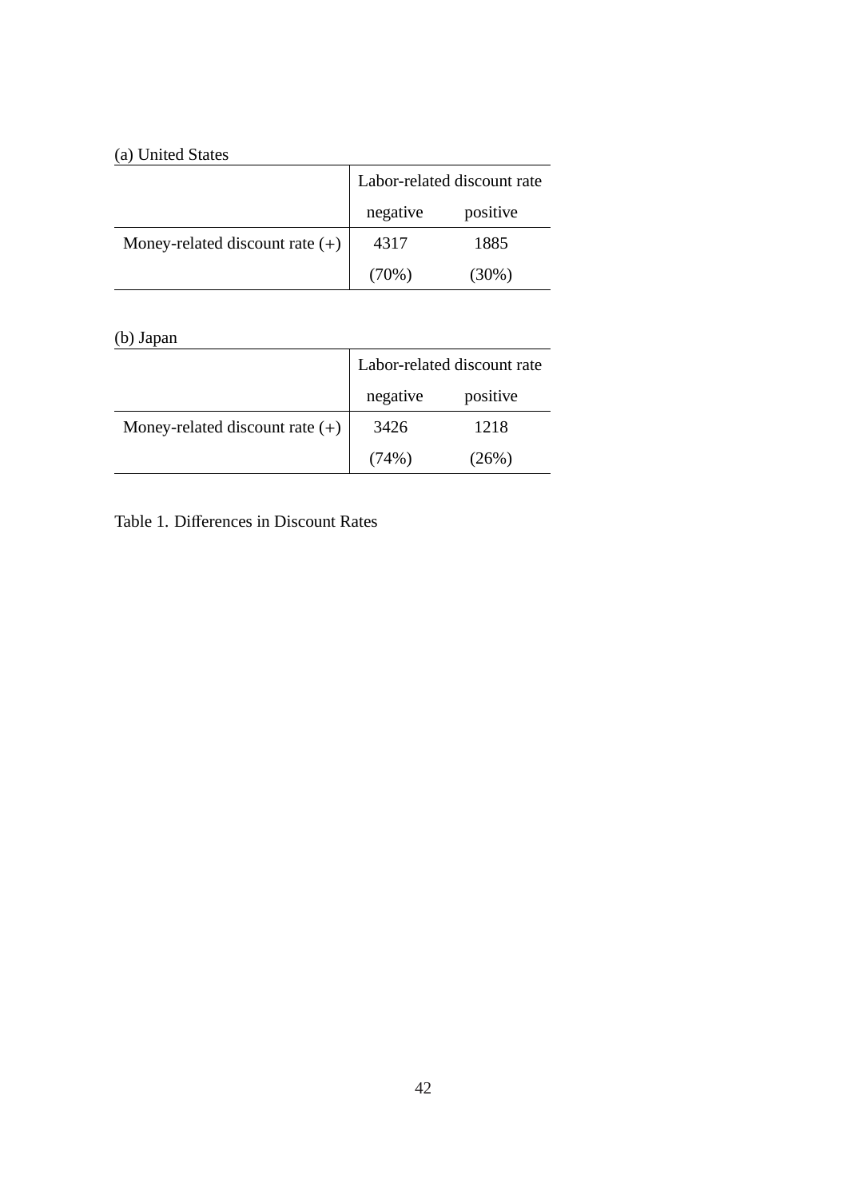(a) United States

| | Labor-related discount rate | |
|---|---|---|
| | negative | positive |
| Money-related discount rate (+) | 4317 | 1885 |
| | (70%) | (30%) |

(b) Japan

| | Labor-related discount rate | |
|---|---|---|
| | negative | positive |
| Money-related discount rate (+) | 3426 | 1218 |
| | (74%) | (26%) |

Table 1. Differences in Discount Rates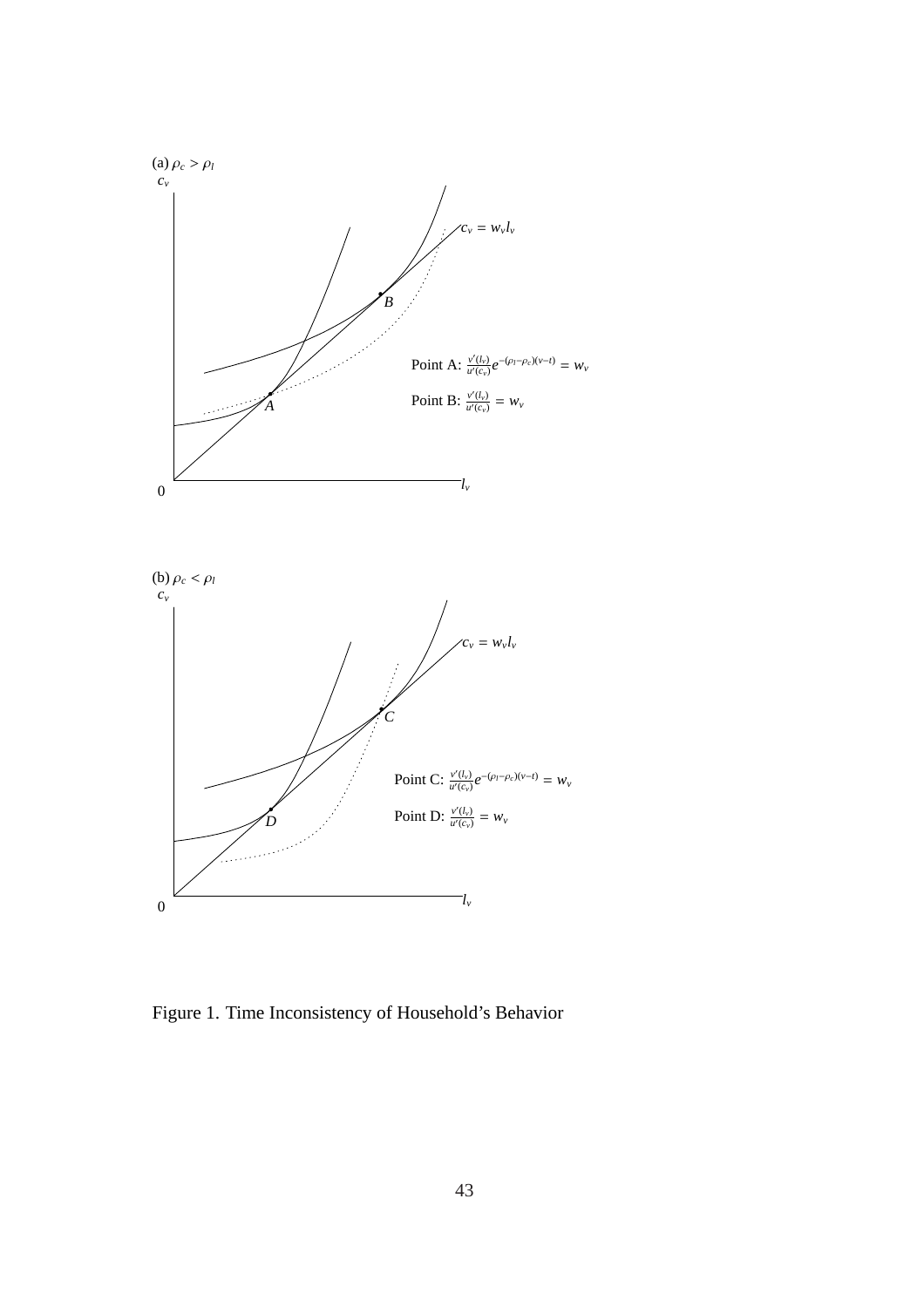(a) $\rho_c > \rho_l$

$c_v$

$c_v = w_v l_v$

$B$

Point A: $\frac{v'(l_v)}{u'(c_v)} e^{-(\rho_l - \rho_c)(v-t)} = w_v$

Point B: $\frac{v'(l_v)}{u'(c_v)} = w_v$

$A$

0

$l_v$

(b) $\rho_c < \rho_l$

$c_v$

$c_v = w_v l_v$

$C$

Point C: $\frac{v'(l_v)}{u'(c_v)} e^{-(\rho_l - \rho_c)(v-t)} = w_v$

Point D: $\frac{v'(l_v)}{u'(c_v)} = w_v$

$D$

0

$l_v$

Figure 1. Time Inconsistency of Household's Behavior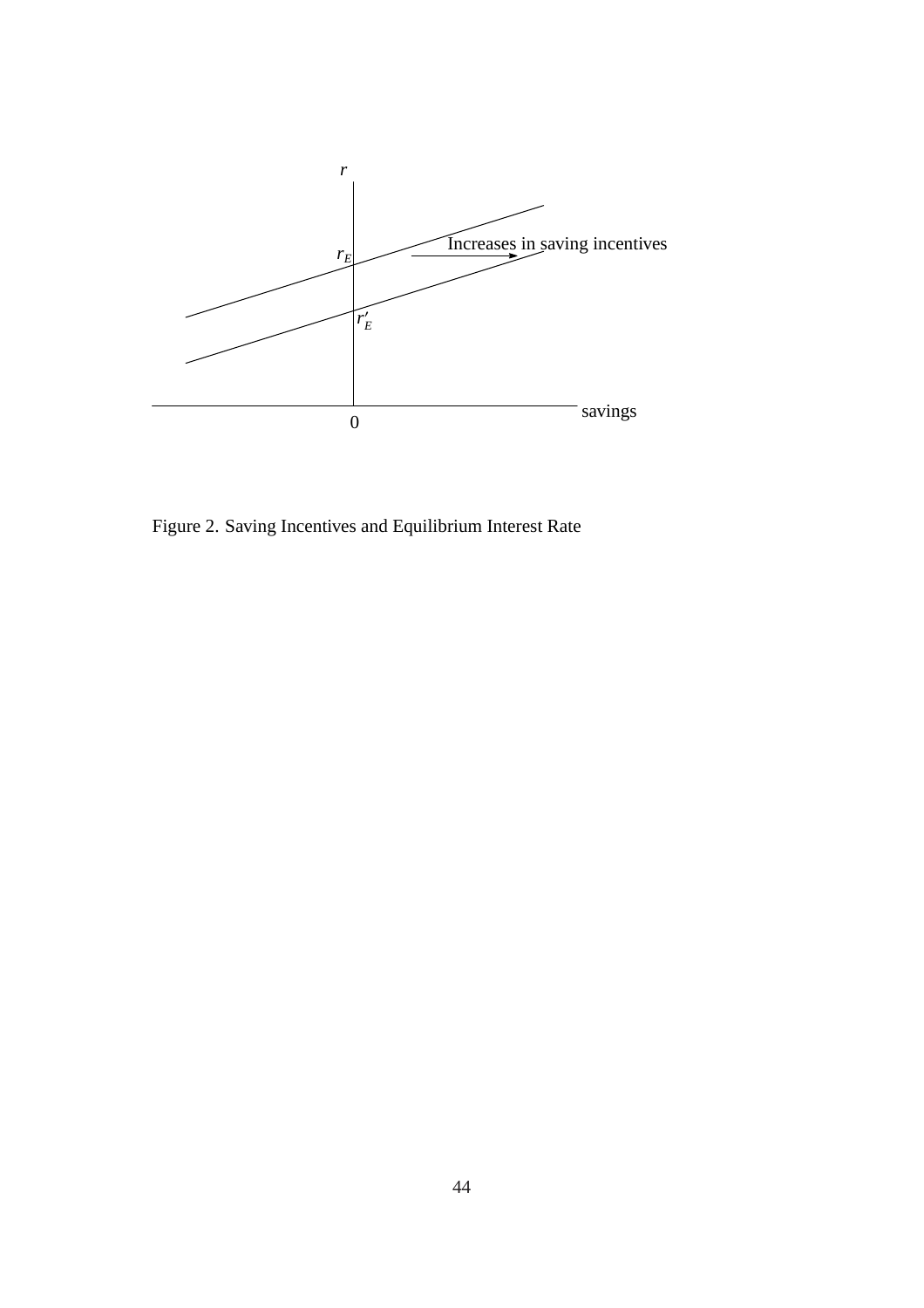$r$

$r_E$

Increases in saving incentives

$r'_E$

savings

0

Figure 2. Saving Incentives and Equilibrium Interest Rate